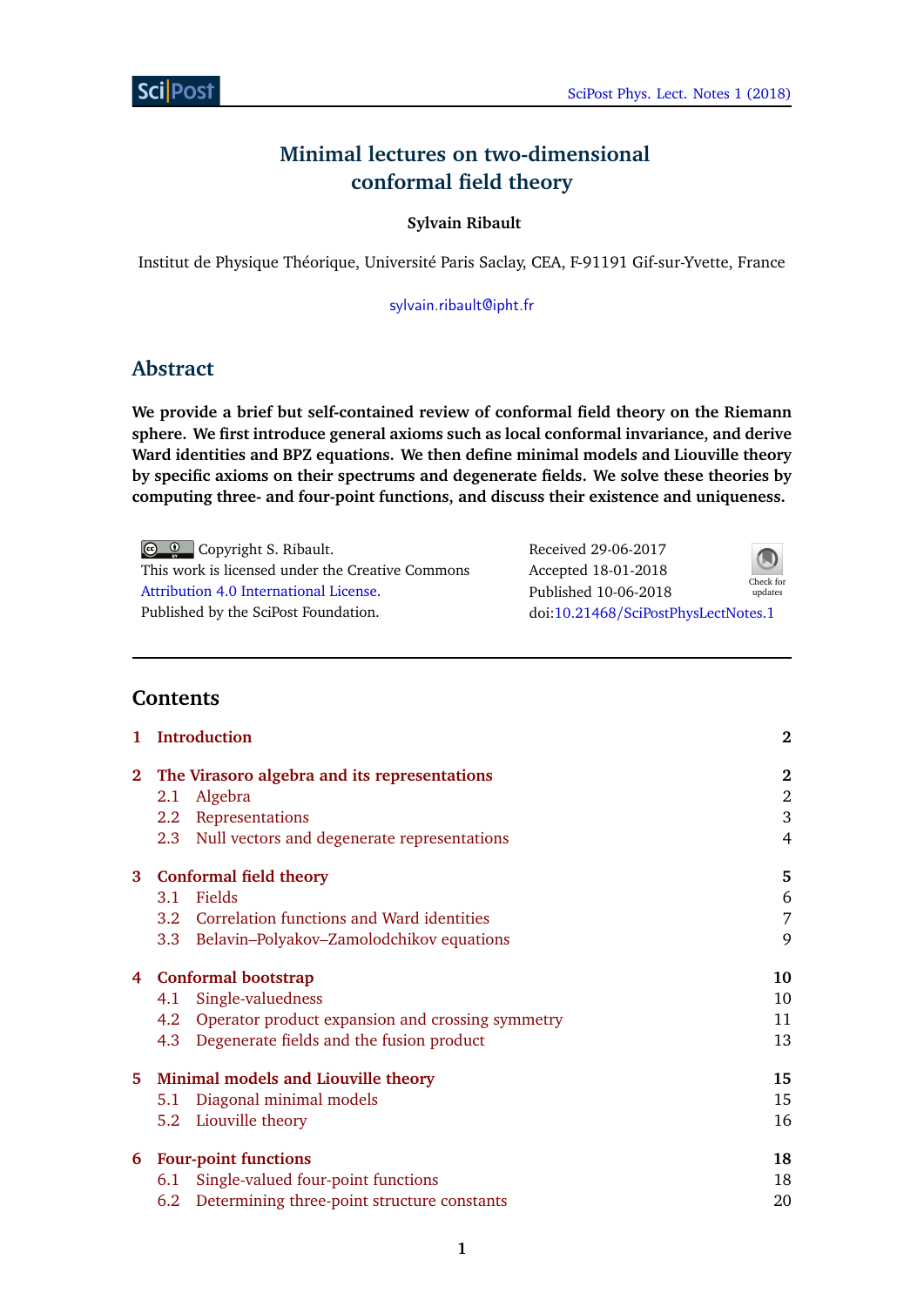# Minimal lectures on two-dimensional conformal field theory

**Sylvain Ribault**

Institut de Physique Théorique, Université Paris Saclay, CEA, F-91191 Gif-sur-Yvette, France

sylvain.ribault@ipht.fr

## Abstract

**We provide a brief but self-contained review of conformal field theory on the Riemann sphere. We first introduce general axioms such as local conformal invariance, and derive Ward identities and BPZ equations. We then define minimal models and Liouville theory by specific axioms on their spectrums and degenerate fields. We solve these theories by computing three- and four-point functions, and discuss their existence and uniqueness.**

Copyright S. Ribault.
This work is licensed under the Creative Commons Attribution 4.0 International License.
Published by the SciPost Foundation.

Received 29-06-2017
Accepted 18-01-2018
Published 10-06-2018
doi:10.21468/SciPostPhysLectNotes.1

## Contents

- 1 Introduction — 2
- 2 The Virasoro algebra and its representations — 2
  - 2.1 Algebra — 2
  - 2.2 Representations — 3
  - 2.3 Null vectors and degenerate representations — 4
- 3 Conformal field theory — 5
  - 3.1 Fields — 6
  - 3.2 Correlation functions and Ward identities — 7
  - 3.3 Belavin–Polyakov–Zamolodchikov equations — 9
- 4 Conformal bootstrap — 10
  - 4.1 Single-valuedness — 10
  - 4.2 Operator product expansion and crossing symmetry — 11
  - 4.3 Degenerate fields and the fusion product — 13
- 5 Minimal models and Liouville theory — 15
  - 5.1 Diagonal minimal models — 15
  - 5.2 Liouville theory — 16
- 6 Four-point functions — 18
  - 6.1 Single-valued four-point functions — 18
  - 6.2 Determining three-point structure constants — 20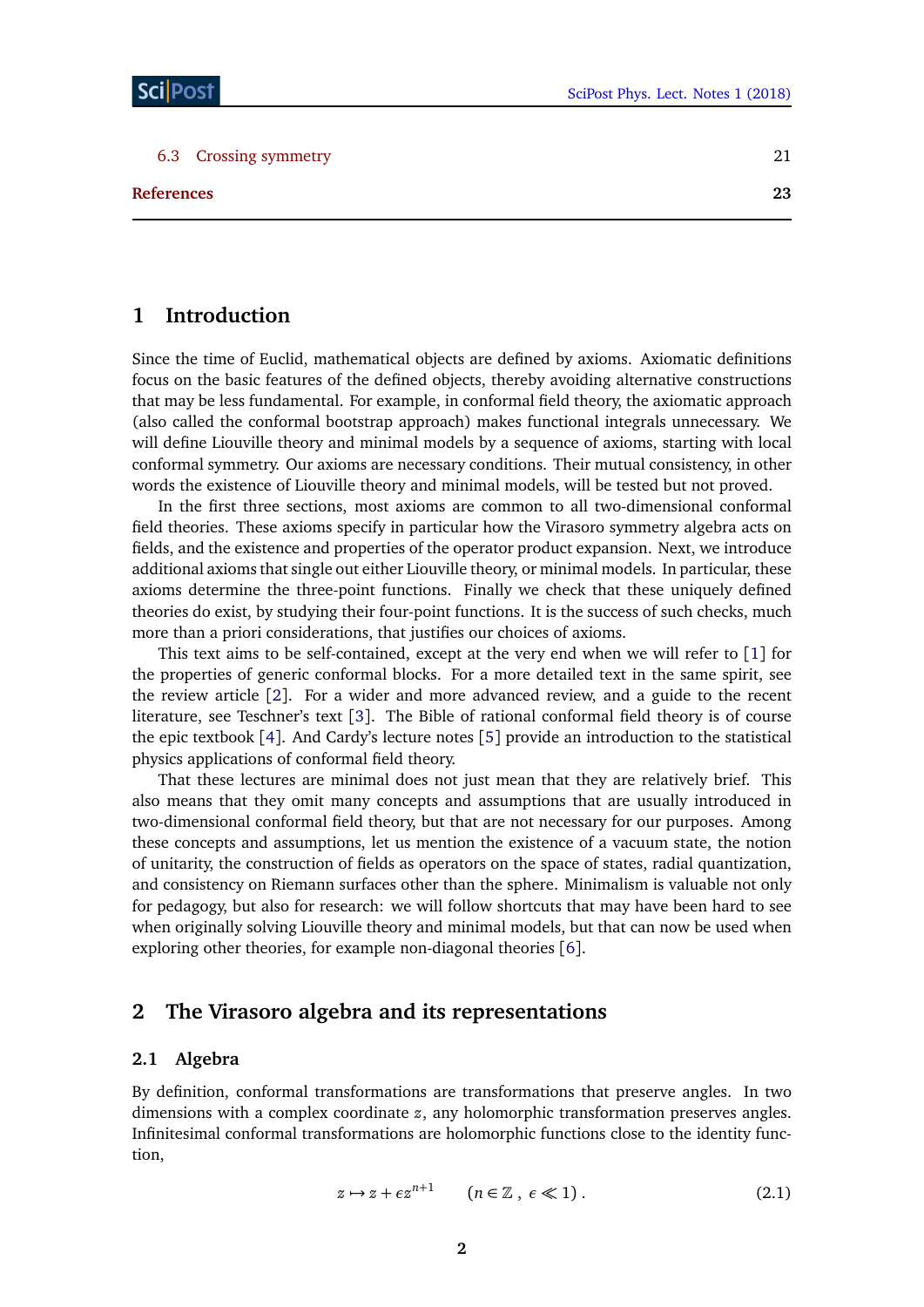| | |
|---|---|
| 6.3 Crossing symmetry | 21 |
| **References** | **23** |

# 1 Introduction

Since the time of Euclid, mathematical objects are defined by axioms. Axiomatic definitions focus on the basic features of the defined objects, thereby avoiding alternative constructions that may be less fundamental. For example, in conformal field theory, the axiomatic approach (also called the conformal bootstrap approach) makes functional integrals unnecessary. We will define Liouville theory and minimal models by a sequence of axioms, starting with local conformal symmetry. Our axioms are necessary conditions. Their mutual consistency, in other words the existence of Liouville theory and minimal models, will be tested but not proved.

In the first three sections, most axioms are common to all two-dimensional conformal field theories. These axioms specify in particular how the Virasoro symmetry algebra acts on fields, and the existence and properties of the operator product expansion. Next, we introduce additional axioms that single out either Liouville theory, or minimal models. In particular, these axioms determine the three-point functions. Finally we check that these uniquely defined theories do exist, by studying their four-point functions. It is the success of such checks, much more than a priori considerations, that justifies our choices of axioms.

This text aims to be self-contained, except at the very end when we will refer to [1] for the properties of generic conformal blocks. For a more detailed text in the same spirit, see the review article [2]. For a wider and more advanced review, and a guide to the recent literature, see Teschner's text [3]. The Bible of rational conformal field theory is of course the epic textbook [4]. And Cardy's lecture notes [5] provide an introduction to the statistical physics applications of conformal field theory.

That these lectures are minimal does not just mean that they are relatively brief. This also means that they omit many concepts and assumptions that are usually introduced in two-dimensional conformal field theory, but that are not necessary for our purposes. Among these concepts and assumptions, let us mention the existence of a vacuum state, the notion of unitarity, the construction of fields as operators on the space of states, radial quantization, and consistency on Riemann surfaces other than the sphere. Minimalism is valuable not only for pedagogy, but also for research: we will follow shortcuts that may have been hard to see when originally solving Liouville theory and minimal models, but that can now be used when exploring other theories, for example non-diagonal theories [6].

# 2 The Virasoro algebra and its representations

## 2.1 Algebra

By definition, conformal transformations are transformations that preserve angles. In two dimensions with a complex coordinate $z$, any holomorphic transformation preserves angles. Infinitesimal conformal transformations are holomorphic functions close to the identity function,

$$z \mapsto z + \epsilon z^{n+1} \qquad (n \in \mathbb{Z}\ ,\ \epsilon \ll 1)\ . \tag{2.1}$$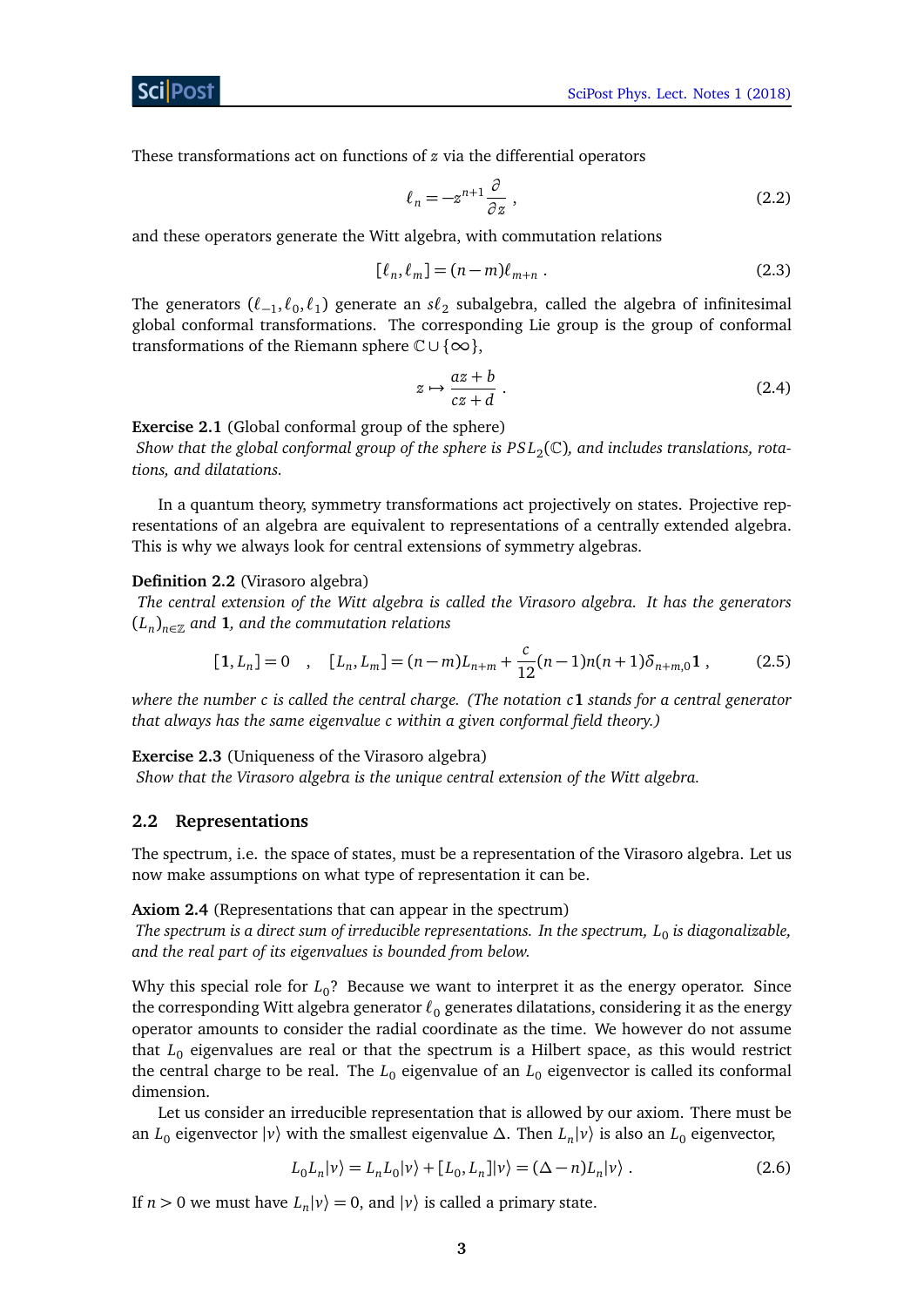These transformations act on functions of $z$ via the differential operators

$$\ell_n = -z^{n+1}\frac{\partial}{\partial z} , \tag{2.2}$$

and these operators generate the Witt algebra, with commutation relations

$$[\ell_n, \ell_m] = (n-m)\ell_{m+n} . \tag{2.3}$$

The generators $(\ell_{-1}, \ell_0, \ell_1)$ generate an $s\ell_2$ subalgebra, called the algebra of infinitesimal global conformal transformations. The corresponding Lie group is the group of conformal transformations of the Riemann sphere $\mathbb{C}\cup\{\infty\}$,

$$z \mapsto \frac{az+b}{cz+d} . \tag{2.4}$$

**Exercise 2.1** (Global conformal group of the sphere)
*Show that the global conformal group of the sphere is $PSL_2(\mathbb{C})$, and includes translations, rotations, and dilatations.*

In a quantum theory, symmetry transformations act projectively on states. Projective representations of an algebra are equivalent to representations of a centrally extended algebra. This is why we always look for central extensions of symmetry algebras.

**Definition 2.2** (Virasoro algebra)
*The central extension of the Witt algebra is called the Virasoro algebra. It has the generators $(L_n)_{n\in\mathbb{Z}}$ and $\mathbf{1}$, and the commutation relations*

$$[\mathbf{1}, L_n] = 0 \quad , \quad [L_n, L_m] = (n-m)L_{n+m} + \frac{c}{12}(n-1)n(n+1)\delta_{n+m,0}\mathbf{1} , \tag{2.5}$$

*where the number $c$ is called the central charge. (The notation $c\mathbf{1}$ stands for a central generator that always has the same eigenvalue $c$ within a given conformal field theory.)*

**Exercise 2.3** (Uniqueness of the Virasoro algebra)
*Show that the Virasoro algebra is the unique central extension of the Witt algebra.*

## 2.2 Representations

The spectrum, i.e. the space of states, must be a representation of the Virasoro algebra. Let us now make assumptions on what type of representation it can be.

**Axiom 2.4** (Representations that can appear in the spectrum)
*The spectrum is a direct sum of irreducible representations. In the spectrum, $L_0$ is diagonalizable, and the real part of its eigenvalues is bounded from below.*

Why this special role for $L_0$? Because we want to interpret it as the energy operator. Since the corresponding Witt algebra generator $\ell_0$ generates dilatations, considering it as the energy operator amounts to consider the radial coordinate as the time. We however do not assume that $L_0$ eigenvalues are real or that the spectrum is a Hilbert space, as this would restrict the central charge to be real. The $L_0$ eigenvalue of an $L_0$ eigenvector is called its conformal dimension.

Let us consider an irreducible representation that is allowed by our axiom. There must be an $L_0$ eigenvector $|v\rangle$ with the smallest eigenvalue $\Delta$. Then $L_n|v\rangle$ is also an $L_0$ eigenvector,

$$L_0 L_n|v\rangle = L_n L_0|v\rangle + [L_0, L_n]|v\rangle = (\Delta - n)L_n|v\rangle . \tag{2.6}$$

If $n > 0$ we must have $L_n|v\rangle = 0$, and $|v\rangle$ is called a primary state.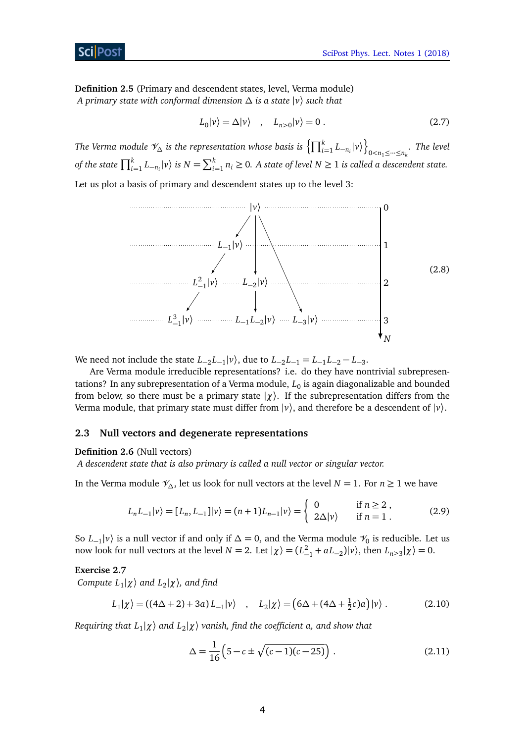**Definition 2.5** (Primary and descendent states, level, Verma module)
*A primary state with conformal dimension $\Delta$ is a state $|v\rangle$ such that*

$$L_0|v\rangle = \Delta|v\rangle \quad , \quad L_{n>0}|v\rangle = 0 \, . \tag{2.7}$$

*The Verma module $\mathscr{V}_\Delta$ is the representation whose basis is $\left\{\prod_{i=1}^k L_{-n_i}|v\rangle\right\}_{0<n_1\leq\cdots\leq n_k}$. The level of the state $\prod_{i=1}^k L_{-n_i}|v\rangle$ is $N = \sum_{i=1}^k n_i \geq 0$. A state of level $N \geq 1$ is called a descendent state.*

Let us plot a basis of primary and descendent states up to the level 3:

$$\begin{array}{cccc|c}
 & & |v\rangle & & 0 \\
 & L_{-1}|v\rangle & & & 1 \\
L_{-1}^2|v\rangle & & L_{-2}|v\rangle & & 2 \\
L_{-1}^3|v\rangle & & L_{-1}L_{-2}|v\rangle & L_{-3}|v\rangle & 3 \\
 & & & & N
\end{array} \tag{2.8}$$

We need not include the state $L_{-2}L_{-1}|v\rangle$, due to $L_{-2}L_{-1} = L_{-1}L_{-2} - L_{-3}$.

Are Verma module irreducible representations? i.e. do they have nontrivial subrepresentations? In any subrepresentation of a Verma module, $L_0$ is again diagonalizable and bounded from below, so there must be a primary state $|\chi\rangle$. If the subrepresentation differs from the Verma module, that primary state must differ from $|v\rangle$, and therefore be a descendent of $|v\rangle$.

## 2.3 Null vectors and degenerate representations

**Definition 2.6** (Null vectors)
*A descendent state that is also primary is called a null vector or singular vector.*

In the Verma module $\mathscr{V}_\Delta$, let us look for null vectors at the level $N = 1$. For $n \geq 1$ we have

$$L_n L_{-1}|v\rangle = [L_n, L_{-1}]|v\rangle = (n+1)L_{n-1}|v\rangle = \left\{ \begin{array}{ll} 0 & \text{if } n \geq 2 \, , \\ 2\Delta|v\rangle & \text{if } n = 1 \, . \end{array} \right. \tag{2.9}$$

So $L_{-1}|v\rangle$ is a null vector if and only if $\Delta = 0$, and the Verma module $\mathscr{V}_0$ is reducible. Let us now look for null vectors at the level $N = 2$. Let $|\chi\rangle = (L_{-1}^2 + aL_{-2})|v\rangle$, then $L_{n\geq 3}|\chi\rangle = 0$.

**Exercise 2.7**
*Compute $L_1|\chi\rangle$ and $L_2|\chi\rangle$, and find*

$$L_1|\chi\rangle = ((4\Delta + 2) + 3a)\, L_{-1}|v\rangle \quad , \quad L_2|\chi\rangle = \left(6\Delta + (4\Delta + \tfrac{1}{2}c)a\right)|v\rangle \, . \tag{2.10}$$

*Requiring that $L_1|\chi\rangle$ and $L_2|\chi\rangle$ vanish, find the coefficient $a$, and show that*

$$\Delta = \frac{1}{16}\left(5 - c \pm \sqrt{(c-1)(c-25)}\right) \, . \tag{2.11}$$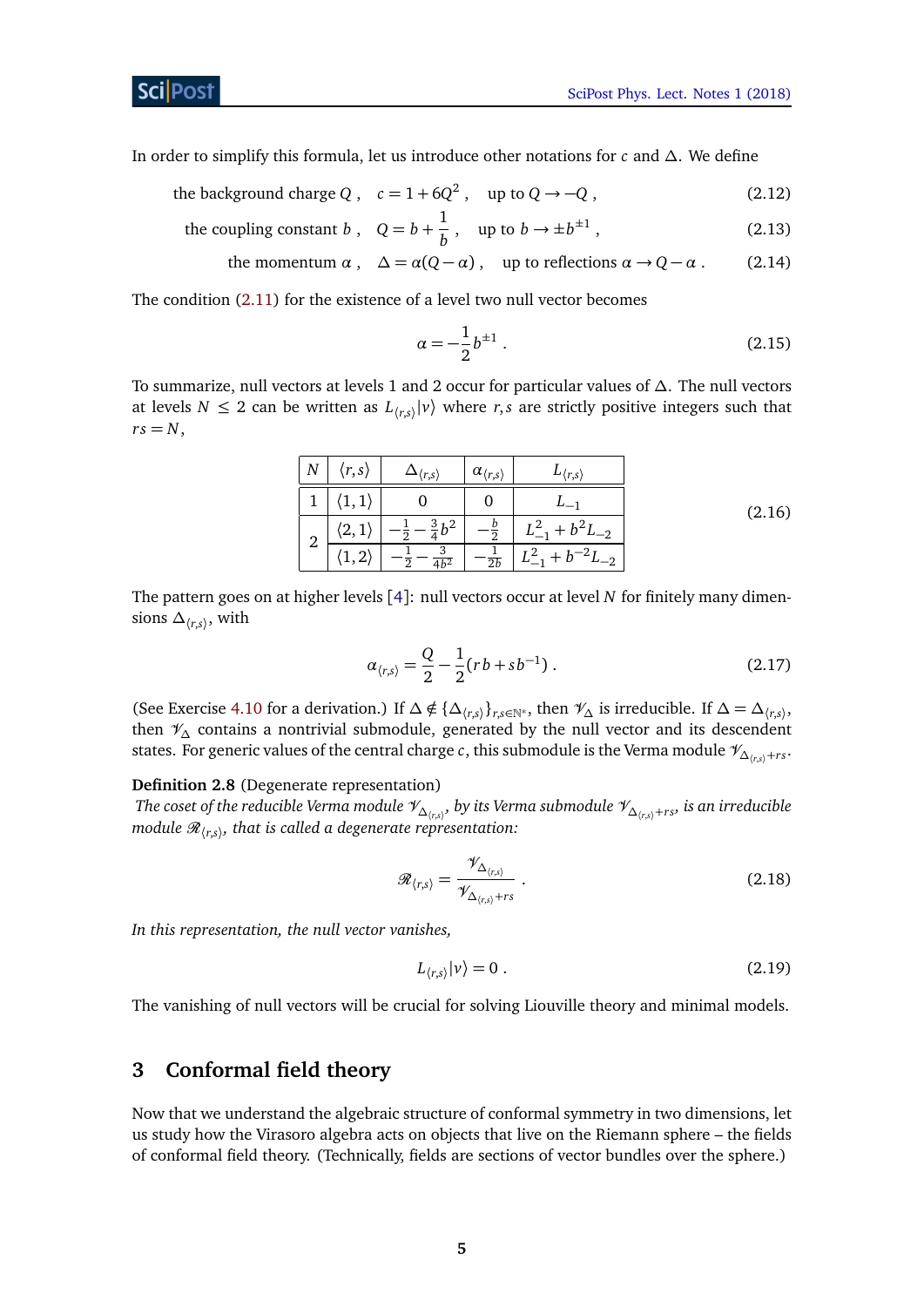In order to simplify this formula, let us introduce other notations for $c$ and $\Delta$. We define

$$\text{the background charge } Q\ , \quad c = 1 + 6Q^2\ , \quad \text{up to } Q \to -Q\ , \tag{2.12}$$

$$\text{the coupling constant } b\ , \quad Q = b + \frac{1}{b}\ , \quad \text{up to } b \to \pm b^{\pm 1}\ , \tag{2.13}$$

$$\text{the momentum } \alpha\ , \quad \Delta = \alpha(Q-\alpha)\ , \quad \text{up to reflections } \alpha \to Q - \alpha\ . \tag{2.14}$$

The condition (2.11) for the existence of a level two null vector becomes

$$\alpha = -\frac{1}{2} b^{\pm 1}\ . \tag{2.15}$$

To summarize, null vectors at levels 1 and 2 occur for particular values of $\Delta$. The null vectors at levels $N \leq 2$ can be written as $L_{\langle r,s\rangle}|v\rangle$ where $r,s$ are strictly positive integers such that $rs = N$,

| $N$ | $\langle r,s\rangle$ | $\Delta_{\langle r,s\rangle}$ | $\alpha_{\langle r,s\rangle}$ | $L_{\langle r,s\rangle}$ |
|---|---|---|---|---|
| 1 | $\langle 1,1\rangle$ | $0$ | $0$ | $L_{-1}$ |
| 2 | $\langle 2,1\rangle$ | $-\frac{1}{2}-\frac{3}{4}b^2$ | $-\frac{b}{2}$ | $L_{-1}^2 + b^2 L_{-2}$ |
| | $\langle 1,2\rangle$ | $-\frac{1}{2}-\frac{3}{4b^2}$ | $-\frac{1}{2b}$ | $L_{-1}^2 + b^{-2} L_{-2}$ |

(2.16)

The pattern goes on at higher levels [4]: null vectors occur at level $N$ for finitely many dimensions $\Delta_{\langle r,s\rangle}$, with

$$\alpha_{\langle r,s\rangle} = \frac{Q}{2} - \frac{1}{2}(rb + sb^{-1})\ . \tag{2.17}$$

(See Exercise 4.10 for a derivation.) If $\Delta \notin \{\Delta_{\langle r,s\rangle}\}_{r,s\in\mathbb{N}^*}$, then $\mathscr{V}_\Delta$ is irreducible. If $\Delta = \Delta_{\langle r,s\rangle}$, then $\mathscr{V}_\Delta$ contains a nontrivial submodule, generated by the null vector and its descendent states. For generic values of the central charge $c$, this submodule is the Verma module $\mathscr{V}_{\Delta_{\langle r,s\rangle}+rs}$.

**Definition 2.8** (Degenerate representation)
*The coset of the reducible Verma module $\mathscr{V}_{\Delta_{\langle r,s\rangle}}$, by its Verma submodule $\mathscr{V}_{\Delta_{\langle r,s\rangle}+rs}$, is an irreducible module $\mathscr{R}_{\langle r,s\rangle}$, that is called a degenerate representation:*

$$\mathscr{R}_{\langle r,s\rangle} = \frac{\mathscr{V}_{\Delta_{\langle r,s\rangle}}}{\mathscr{V}_{\Delta_{\langle r,s\rangle}+rs}}\ . \tag{2.18}$$

*In this representation, the null vector vanishes,*

$$L_{\langle r,s\rangle}|v\rangle = 0\ . \tag{2.19}$$

The vanishing of null vectors will be crucial for solving Liouville theory and minimal models.

# 3 Conformal field theory

Now that we understand the algebraic structure of conformal symmetry in two dimensions, let us study how the Virasoro algebra acts on objects that live on the Riemann sphere – the fields of conformal field theory. (Technically, fields are sections of vector bundles over the sphere.)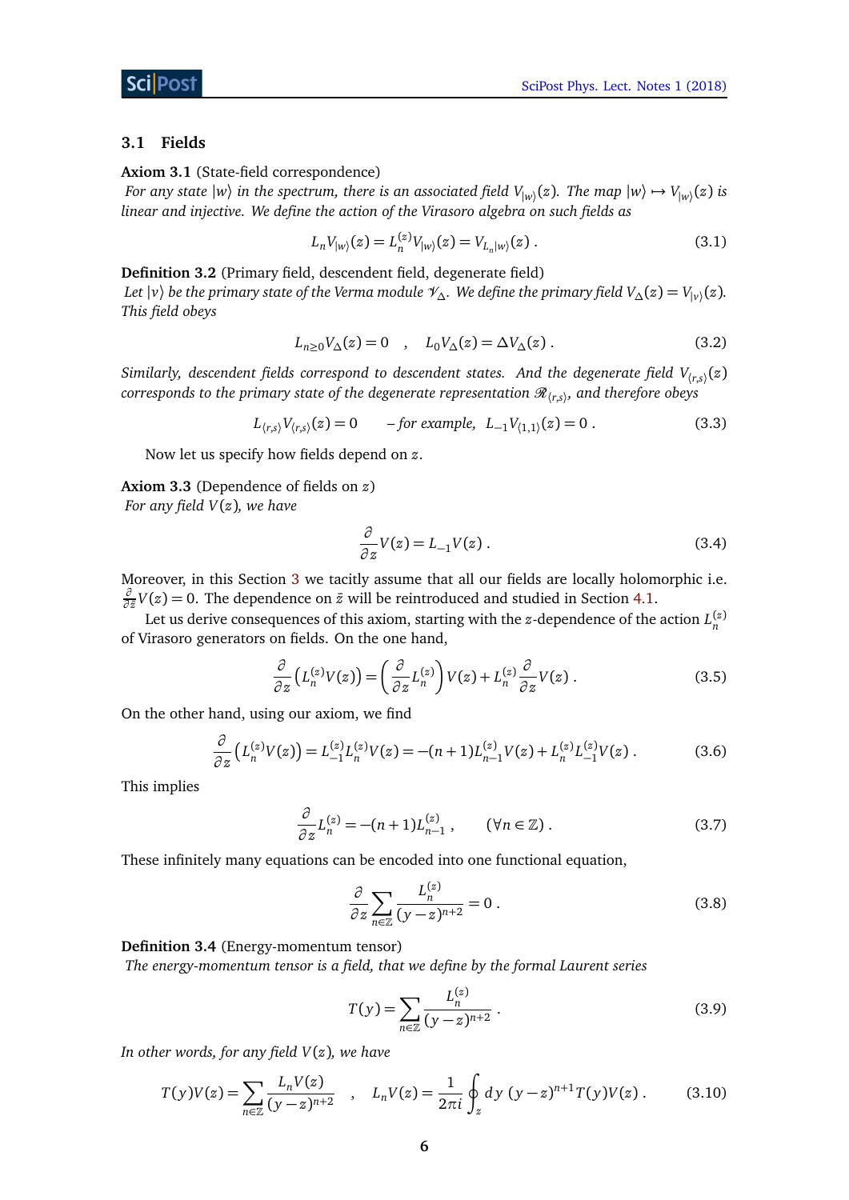### 3.1 Fields

**Axiom 3.1** (State-field correspondence)
*For any state $|w\rangle$ in the spectrum, there is an associated field $V_{|w\rangle}(z)$. The map $|w\rangle \mapsto V_{|w\rangle}(z)$ is linear and injective. We define the action of the Virasoro algebra on such fields as*

$$L_n V_{|w\rangle}(z) = L_n^{(z)} V_{|w\rangle}(z) = V_{L_n|w\rangle}(z) \ . \tag{3.1}$$

**Definition 3.2** (Primary field, descendent field, degenerate field)
*Let $|v\rangle$ be the primary state of the Verma module $\mathscr{V}_\Delta$. We define the primary field $V_\Delta(z) = V_{|v\rangle}(z)$. This field obeys*

$$L_{n\geq 0} V_\Delta(z) = 0 \quad , \quad L_0 V_\Delta(z) = \Delta V_\Delta(z) \ . \tag{3.2}$$

*Similarly, descendent fields correspond to descendent states. And the degenerate field $V_{\langle r,s\rangle}(z)$ corresponds to the primary state of the degenerate representation $\mathscr{R}_{\langle r,s\rangle}$, and therefore obeys*

$$L_{\langle r,s\rangle} V_{\langle r,s\rangle}(z) = 0 \qquad \textit{– for example, } \ L_{-1} V_{\langle 1,1\rangle}(z) = 0 \ . \tag{3.3}$$

Now let us specify how fields depend on $z$.

**Axiom 3.3** (Dependence of fields on $z$)
*For any field $V(z)$, we have*

$$\frac{\partial}{\partial z} V(z) = L_{-1} V(z) \ . \tag{3.4}$$

Moreover, in this Section 3 we tacitly assume that all our fields are locally holomorphic i.e. $\frac{\partial}{\partial \bar z} V(z) = 0$. The dependence on $\bar z$ will be reintroduced and studied in Section 4.1.

Let us derive consequences of this axiom, starting with the $z$-dependence of the action $L_n^{(z)}$ of Virasoro generators on fields. On the one hand,

$$\frac{\partial}{\partial z}\left(L_n^{(z)} V(z)\right) = \left(\frac{\partial}{\partial z} L_n^{(z)}\right) V(z) + L_n^{(z)} \frac{\partial}{\partial z} V(z) \ . \tag{3.5}$$

On the other hand, using our axiom, we find

$$\frac{\partial}{\partial z}\left(L_n^{(z)} V(z)\right) = L_{-1}^{(z)} L_n^{(z)} V(z) = -(n+1) L_{n-1}^{(z)} V(z) + L_n^{(z)} L_{-1}^{(z)} V(z) \ . \tag{3.6}$$

This implies

$$\frac{\partial}{\partial z} L_n^{(z)} = -(n+1) L_{n-1}^{(z)} \ , \qquad (\forall n \in \mathbb{Z}) \ . \tag{3.7}$$

These infinitely many equations can be encoded into one functional equation,

$$\frac{\partial}{\partial z} \sum_{n\in\mathbb{Z}} \frac{L_n^{(z)}}{(y-z)^{n+2}} = 0 \ . \tag{3.8}$$

**Definition 3.4** (Energy-momentum tensor)
*The energy-momentum tensor is a field, that we define by the formal Laurent series*

$$T(y) = \sum_{n\in\mathbb{Z}} \frac{L_n^{(z)}}{(y-z)^{n+2}} \ . \tag{3.9}$$

*In other words, for any field $V(z)$, we have*

$$T(y)V(z) = \sum_{n\in\mathbb{Z}} \frac{L_n V(z)}{(y-z)^{n+2}} \quad , \quad L_n V(z) = \frac{1}{2\pi i} \oint_z dy \ (y-z)^{n+1} T(y) V(z) \ . \tag{3.10}$$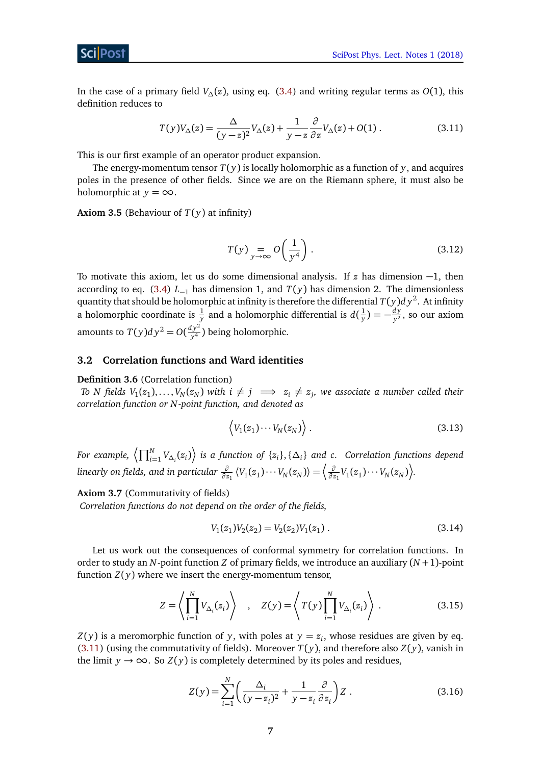In the case of a primary field $V_\Delta(z)$, using eq. (3.4) and writing regular terms as $O(1)$, this definition reduces to

$$T(y)V_\Delta(z) = \frac{\Delta}{(y-z)^2}V_\Delta(z) + \frac{1}{y-z}\frac{\partial}{\partial z}V_\Delta(z) + O(1)\ . \tag{3.11}$$

This is our first example of an operator product expansion.

The energy-momentum tensor $T(y)$ is locally holomorphic as a function of $y$, and acquires poles in the presence of other fields. Since we are on the Riemann sphere, it must also be holomorphic at $y = \infty$.

**Axiom 3.5** (Behaviour of $T(y)$ at infinity)

$$T(y) \underset{y\to\infty}{=} O\left(\frac{1}{y^4}\right)\ . \tag{3.12}$$

To motivate this axiom, let us do some dimensional analysis. If $z$ has dimension $-1$, then according to eq. (3.4) $L_{-1}$ has dimension 1, and $T(y)$ has dimension 2. The dimensionless quantity that should be holomorphic at infinity is therefore the differential $T(y)dy^2$. At infinity a holomorphic coordinate is $\frac{1}{y}$ and a holomorphic differential is $d(\frac{1}{y}) = -\frac{dy}{y^2}$, so our axiom amounts to $T(y)dy^2 = O(\frac{dy^2}{y^4})$ being holomorphic.

## 3.2 Correlation functions and Ward identities

**Definition 3.6** (Correlation function)
*To $N$ fields $V_1(z_1), \dots, V_N(z_N)$ with $i \neq j \implies z_i \neq z_j$, we associate a number called their correlation function or $N$-point function, and denoted as*

$$\Big\langle V_1(z_1)\cdots V_N(z_N)\Big\rangle\ . \tag{3.13}$$

*For example, $\left\langle \prod_{i=1}^N V_{\Delta_i}(z_i)\right\rangle$ is a function of $\{z_i\}, \{\Delta_i\}$ and $c$. Correlation functions depend linearly on fields, and in particular $\frac{\partial}{\partial z_1}\langle V_1(z_1)\cdots V_N(z_N)\rangle = \left\langle \frac{\partial}{\partial z_1}V_1(z_1)\cdots V_N(z_N)\right\rangle$.*

**Axiom 3.7** (Commutativity of fields)
*Correlation functions do not depend on the order of the fields,*

$$V_1(z_1)V_2(z_2) = V_2(z_2)V_1(z_1)\ . \tag{3.14}$$

Let us work out the consequences of conformal symmetry for correlation functions. In order to study an $N$-point function $Z$ of primary fields, we introduce an auxiliary $(N+1)$-point function $Z(y)$ where we insert the energy-momentum tensor,

$$Z = \left\langle \prod_{i=1}^N V_{\Delta_i}(z_i)\right\rangle \quad , \quad Z(y) = \left\langle T(y)\prod_{i=1}^N V_{\Delta_i}(z_i)\right\rangle\ . \tag{3.15}$$

$Z(y)$ is a meromorphic function of $y$, with poles at $y = z_i$, whose residues are given by eq. (3.11) (using the commutativity of fields). Moreover $T(y)$, and therefore also $Z(y)$, vanish in the limit $y \to \infty$. So $Z(y)$ is completely determined by its poles and residues,

$$Z(y) = \sum_{i=1}^N \left(\frac{\Delta_i}{(y-z_i)^2} + \frac{1}{y-z_i}\frac{\partial}{\partial z_i}\right)Z\ . \tag{3.16}$$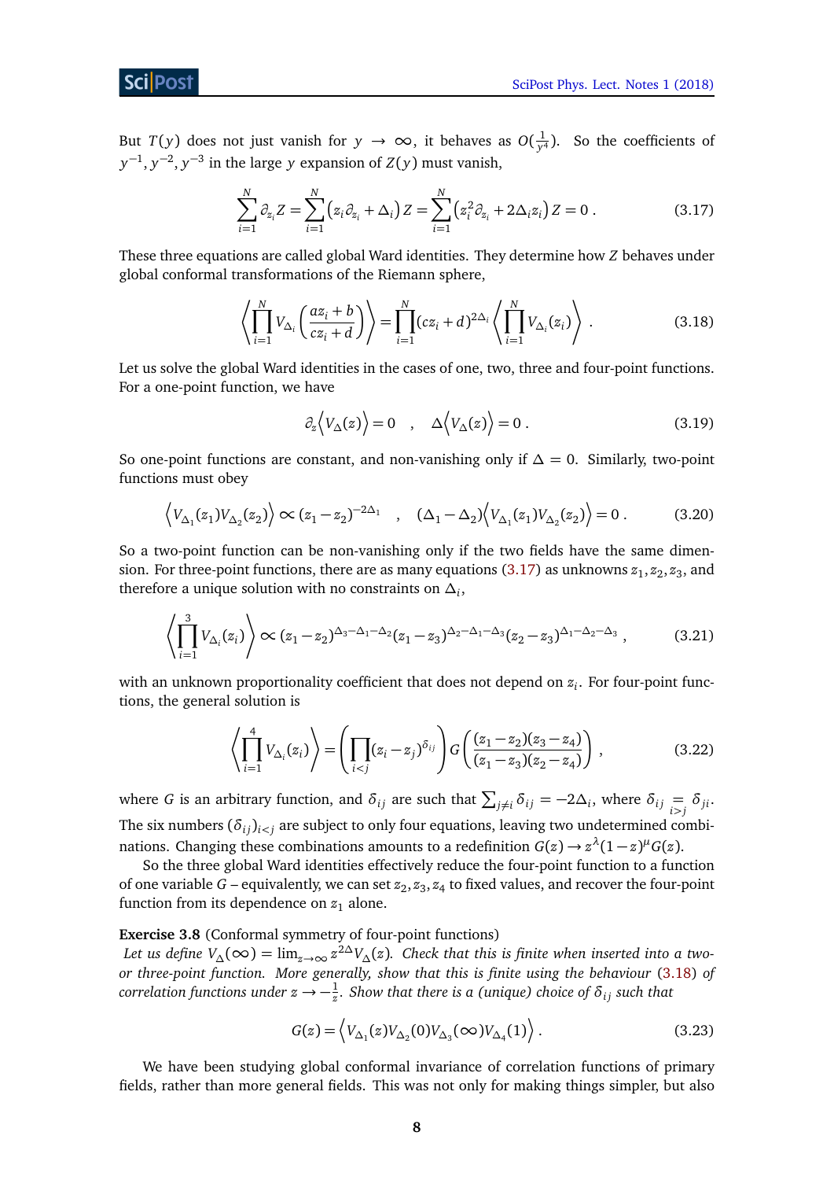But $T(y)$ does not just vanish for $y \to \infty$, it behaves as $O(\frac{1}{y^4})$. So the coefficients of $y^{-1}, y^{-2}, y^{-3}$ in the large $y$ expansion of $Z(y)$ must vanish,

$$\sum_{i=1}^{N} \partial_{z_i} Z = \sum_{i=1}^{N} \left(z_i \partial_{z_i} + \Delta_i\right) Z = \sum_{i=1}^{N} \left(z_i^2 \partial_{z_i} + 2\Delta_i z_i\right) Z = 0 \,. \tag{3.17}$$

These three equations are called global Ward identities. They determine how $Z$ behaves under global conformal transformations of the Riemann sphere,

$$\left\langle \prod_{i=1}^{N} V_{\Delta_i}\left(\frac{az_i + b}{cz_i + d}\right) \right\rangle = \prod_{i=1}^{N} (cz_i + d)^{2\Delta_i} \left\langle \prod_{i=1}^{N} V_{\Delta_i}(z_i) \right\rangle \,. \tag{3.18}$$

Let us solve the global Ward identities in the cases of one, two, three and four-point functions. For a one-point function, we have

$$\partial_z \left\langle V_\Delta(z) \right\rangle = 0 \quad , \quad \Delta \left\langle V_\Delta(z) \right\rangle = 0 \,. \tag{3.19}$$

So one-point functions are constant, and non-vanishing only if $\Delta = 0$. Similarly, two-point functions must obey

$$\left\langle V_{\Delta_1}(z_1) V_{\Delta_2}(z_2) \right\rangle \propto (z_1 - z_2)^{-2\Delta_1} \quad , \quad (\Delta_1 - \Delta_2) \left\langle V_{\Delta_1}(z_1) V_{\Delta_2}(z_2) \right\rangle = 0 \,. \tag{3.20}$$

So a two-point function can be non-vanishing only if the two fields have the same dimension. For three-point functions, there are as many equations (3.17) as unknowns $z_1, z_2, z_3$, and therefore a unique solution with no constraints on $\Delta_i$,

$$\left\langle \prod_{i=1}^{3} V_{\Delta_i}(z_i) \right\rangle \propto (z_1 - z_2)^{\Delta_3 - \Delta_1 - \Delta_2} (z_1 - z_3)^{\Delta_2 - \Delta_1 - \Delta_3} (z_2 - z_3)^{\Delta_1 - \Delta_2 - \Delta_3} \,, \tag{3.21}$$

with an unknown proportionality coefficient that does not depend on $z_i$. For four-point functions, the general solution is

$$\left\langle \prod_{i=1}^{4} V_{\Delta_i}(z_i) \right\rangle = \left( \prod_{i<j} (z_i - z_j)^{\delta_{ij}} \right) G\left( \frac{(z_1 - z_2)(z_3 - z_4)}{(z_1 - z_3)(z_2 - z_4)} \right) \,, \tag{3.22}$$

where $G$ is an arbitrary function, and $\delta_{ij}$ are such that $\sum_{j \neq i} \delta_{ij} = -2\Delta_i$, where $\delta_{ij} \underset{i>j}{=} \delta_{ji}$. The six numbers $(\delta_{ij})_{i<j}$ are subject to only four equations, leaving two undetermined combinations. Changing these combinations amounts to a redefinition $G(z) \to z^\lambda (1 - z)^\mu G(z)$.

So the three global Ward identities effectively reduce the four-point function to a function of one variable $G$ – equivalently, we can set $z_2, z_3, z_4$ to fixed values, and recover the four-point function from its dependence on $z_1$ alone.

**Exercise 3.8** (Conformal symmetry of four-point functions)
*Let us define $V_\Delta(\infty) = \lim_{z \to \infty} z^{2\Delta} V_\Delta(z)$. Check that this is finite when inserted into a two- or three-point function. More generally, show that this is finite using the behaviour (3.18) of correlation functions under $z \to -\frac{1}{z}$. Show that there is a (unique) choice of $\delta_{ij}$ such that*

$$G(z) = \left\langle V_{\Delta_1}(z) V_{\Delta_2}(0) V_{\Delta_3}(\infty) V_{\Delta_4}(1) \right\rangle \,. \tag{3.23}$$

We have been studying global conformal invariance of correlation functions of primary fields, rather than more general fields. This was not only for making things simpler, but also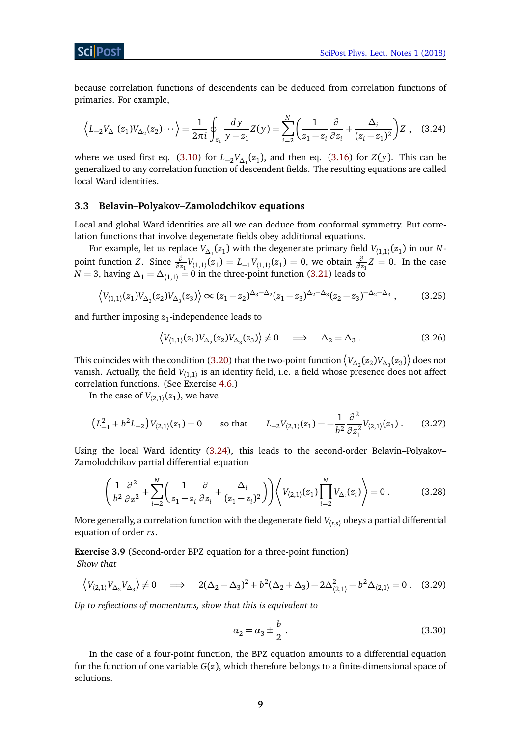because correlation functions of descendents can be deduced from correlation functions of primaries. For example,

$$\left\langle L_{-2}V_{\Delta_1}(z_1)V_{\Delta_2}(z_2)\cdots\right\rangle = \frac{1}{2\pi i}\oint_{z_1}\frac{dy}{y-z_1}Z(y) = \sum_{i=2}^{N}\left(\frac{1}{z_1-z_i}\frac{\partial}{\partial z_i}+\frac{\Delta_i}{(z_i-z_1)^2}\right)Z\ , \tag{3.24}$$

where we used first eq. (3.10) for $L_{-2}V_{\Delta_1}(z_1)$, and then eq. (3.16) for $Z(y)$. This can be generalized to any correlation function of descendent fields. The resulting equations are called local Ward identities.

### 3.3 Belavin–Polyakov–Zamolodchikov equations

Local and global Ward identities are all we can deduce from conformal symmetry. But correlation functions that involve degenerate fields obey additional equations.

For example, let us replace $V_{\Delta_1}(z_1)$ with the degenerate primary field $V_{\langle 1,1\rangle}(z_1)$ in our $N$-point function $Z$. Since $\frac{\partial}{\partial z_1}V_{\langle 1,1\rangle}(z_1) = L_{-1}V_{\langle 1,1\rangle}(z_1) = 0$, we obtain $\frac{\partial}{\partial z_1}Z = 0$. In the case $N=3$, having $\Delta_1 = \Delta_{\langle 1,1\rangle} = 0$ in the three-point function (3.21) leads to

$$\left\langle V_{\langle 1,1\rangle}(z_1)V_{\Delta_2}(z_2)V_{\Delta_3}(z_3)\right\rangle \propto (z_1-z_2)^{\Delta_3-\Delta_2}(z_1-z_3)^{\Delta_2-\Delta_3}(z_2-z_3)^{-\Delta_2-\Delta_3}\ , \tag{3.25}$$

and further imposing $z_1$-independence leads to

$$\left\langle V_{\langle 1,1\rangle}(z_1)V_{\Delta_2}(z_2)V_{\Delta_3}(z_3)\right\rangle \neq 0 \quad\Longrightarrow\quad \Delta_2 = \Delta_3\ . \tag{3.26}$$

This coincides with the condition (3.20) that the two-point function $\left\langle V_{\Delta_2}(z_2)V_{\Delta_3}(z_3)\right\rangle$ does not vanish. Actually, the field $V_{\langle 1,1\rangle}$ is an identity field, i.e. a field whose presence does not affect correlation functions. (See Exercise 4.6.)

In the case of $V_{\langle 2,1\rangle}(z_1)$, we have

$$\left(L_{-1}^2+b^2L_{-2}\right)V_{\langle 2,1\rangle}(z_1) = 0 \qquad\text{so that}\qquad L_{-2}V_{\langle 2,1\rangle}(z_1) = -\frac{1}{b^2}\frac{\partial^2}{\partial z_1^2}V_{\langle 2,1\rangle}(z_1)\ . \tag{3.27}$$

Using the local Ward identity (3.24), this leads to the second-order Belavin–Polyakov–Zamolodchikov partial differential equation

$$\left(\frac{1}{b^2}\frac{\partial^2}{\partial z_1^2}+\sum_{i=2}^{N}\left(\frac{1}{z_1-z_i}\frac{\partial}{\partial z_i}+\frac{\Delta_i}{(z_1-z_i)^2}\right)\right)\left\langle V_{\langle 2,1\rangle}(z_1)\prod_{i=2}^{N}V_{\Delta_i}(z_i)\right\rangle = 0\ . \tag{3.28}$$

More generally, a correlation function with the degenerate field $V_{\langle r,s\rangle}$ obeys a partial differential equation of order $rs$.

**Exercise 3.9** (Second-order BPZ equation for a three-point function)
*Show that*

$$\left\langle V_{\langle 2,1\rangle}V_{\Delta_2}V_{\Delta_3}\right\rangle \neq 0 \quad\Longrightarrow\quad 2(\Delta_2-\Delta_3)^2+b^2(\Delta_2+\Delta_3)-2\Delta_{\langle 2,1\rangle}^2-b^2\Delta_{\langle 2,1\rangle} = 0\ . \tag{3.29}$$

*Up to reflections of momentums, show that this is equivalent to*

$$\alpha_2 = \alpha_3 \pm \frac{b}{2}\ . \tag{3.30}$$

In the case of a four-point function, the BPZ equation amounts to a differential equation for the function of one variable $G(z)$, which therefore belongs to a finite-dimensional space of solutions.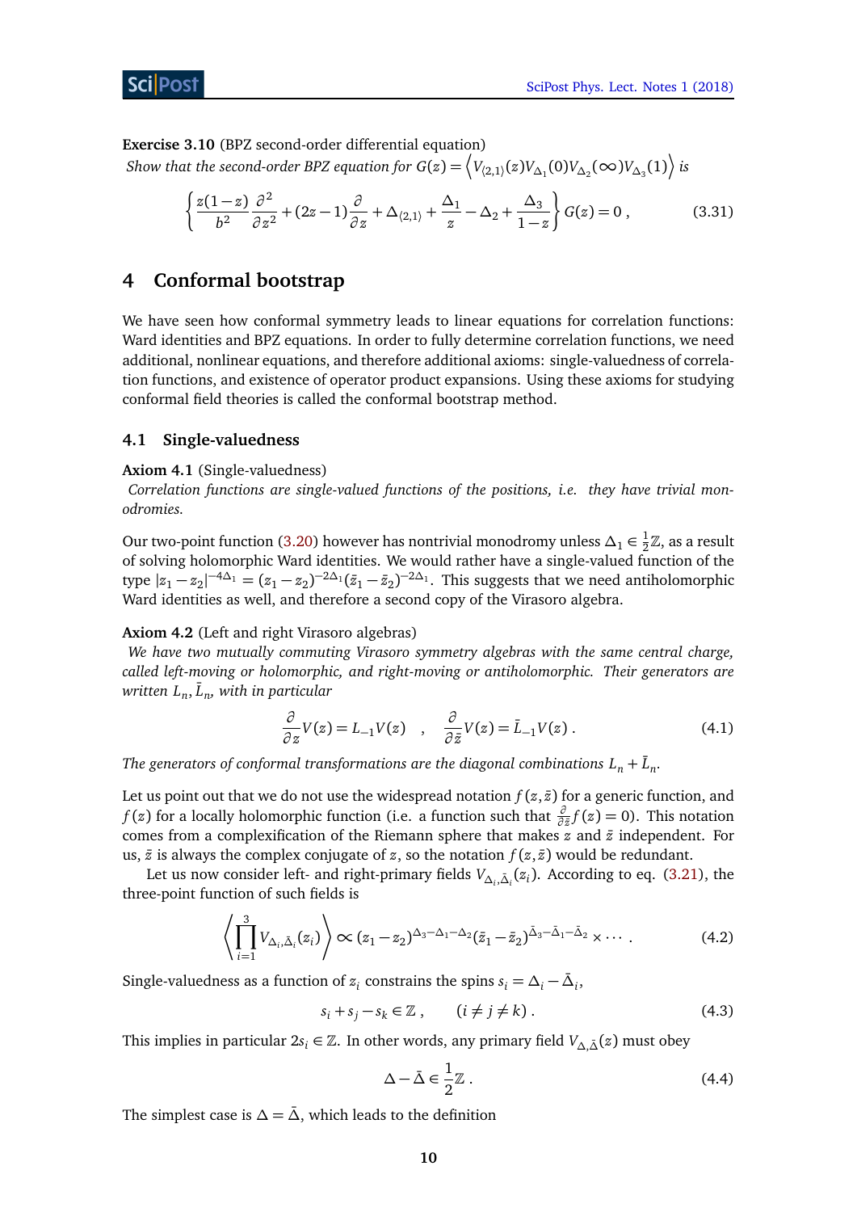**Exercise 3.10** (BPZ second-order differential equation)
*Show that the second-order BPZ equation for* $G(z) = \left\langle V_{\langle 2,1\rangle}(z) V_{\Delta_1}(0) V_{\Delta_2}(\infty) V_{\Delta_3}(1) \right\rangle$ *is*

$$\left\{ \frac{z(1-z)}{b^2} \frac{\partial^2}{\partial z^2} + (2z-1)\frac{\partial}{\partial z} + \Delta_{\langle 2,1\rangle} + \frac{\Delta_1}{z} - \Delta_2 + \frac{\Delta_3}{1-z} \right\} G(z) = 0 \,, \tag{3.31}$$

# 4 Conformal bootstrap

We have seen how conformal symmetry leads to linear equations for correlation functions: Ward identities and BPZ equations. In order to fully determine correlation functions, we need additional, nonlinear equations, and therefore additional axioms: single-valuedness of correlation functions, and existence of operator product expansions. Using these axioms for studying conformal field theories is called the conformal bootstrap method.

## 4.1 Single-valuedness

**Axiom 4.1** (Single-valuedness)
*Correlation functions are single-valued functions of the positions, i.e. they have trivial monodromies.*

Our two-point function (3.20) however has nontrivial monodromy unless $\Delta_1 \in \frac{1}{2}\mathbb{Z}$, as a result of solving holomorphic Ward identities. We would rather have a single-valued function of the type $|z_1 - z_2|^{-4\Delta_1} = (z_1 - z_2)^{-2\Delta_1}(\bar{z}_1 - \bar{z}_2)^{-2\Delta_1}$. This suggests that we need antiholomorphic Ward identities as well, and therefore a second copy of the Virasoro algebra.

**Axiom 4.2** (Left and right Virasoro algebras)
*We have two mutually commuting Virasoro symmetry algebras with the same central charge, called left-moving or holomorphic, and right-moving or antiholomorphic. Their generators are written* $L_n, \bar{L}_n$*, with in particular*

$$\frac{\partial}{\partial z} V(z) = L_{-1} V(z) \quad , \quad \frac{\partial}{\partial \bar{z}} V(z) = \bar{L}_{-1} V(z) \,. \tag{4.1}$$

*The generators of conformal transformations are the diagonal combinations* $L_n + \bar{L}_n$.

Let us point out that we do not use the widespread notation $f(z, \bar{z})$ for a generic function, and $f(z)$ for a locally holomorphic function (i.e. a function such that $\frac{\partial}{\partial \bar{z}} f(z) = 0$). This notation comes from a complexification of the Riemann sphere that makes $z$ and $\bar{z}$ independent. For us, $\bar{z}$ is always the complex conjugate of $z$, so the notation $f(z, \bar{z})$ would be redundant.

Let us now consider left- and right-primary fields $V_{\Delta_i, \bar{\Delta}_i}(z_i)$. According to eq. (3.21), the three-point function of such fields is

$$\left\langle \prod_{i=1}^{3} V_{\Delta_i, \bar{\Delta}_i}(z_i) \right\rangle \propto (z_1 - z_2)^{\Delta_3 - \Delta_1 - \Delta_2} (\bar{z}_1 - \bar{z}_2)^{\bar{\Delta}_3 - \bar{\Delta}_1 - \bar{\Delta}_2} \times \cdots \,. \tag{4.2}$$

Single-valuedness as a function of $z_i$ constrains the spins $s_i = \Delta_i - \bar{\Delta}_i$,

$$s_i + s_j - s_k \in \mathbb{Z} \,, \qquad (i \neq j \neq k) \,. \tag{4.3}$$

This implies in particular $2s_i \in \mathbb{Z}$. In other words, any primary field $V_{\Delta, \bar{\Delta}}(z)$ must obey

$$\Delta - \bar{\Delta} \in \frac{1}{2}\mathbb{Z} \,. \tag{4.4}$$

The simplest case is $\Delta = \bar{\Delta}$, which leads to the definition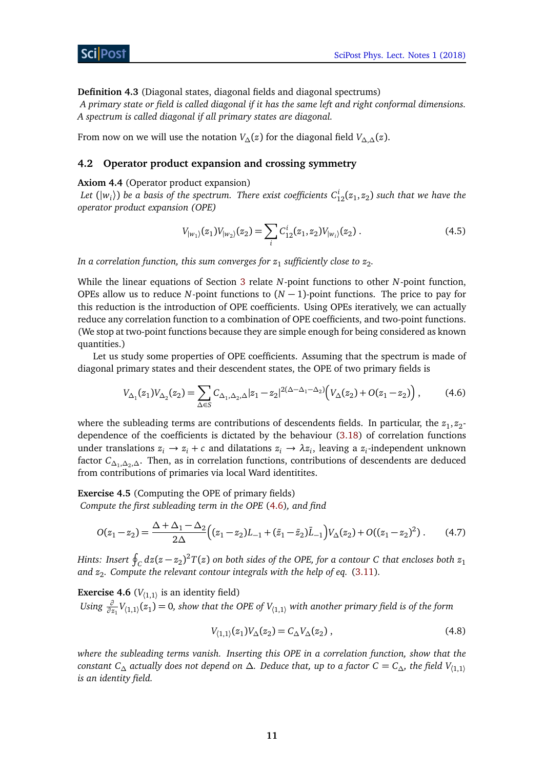**Definition 4.3** (Diagonal states, diagonal fields and diagonal spectrums)
*A primary state or field is called diagonal if it has the same left and right conformal dimensions. A spectrum is called diagonal if all primary states are diagonal.*

From now on we will use the notation $V_\Delta(z)$ for the diagonal field $V_{\Delta,\Delta}(z)$.

## 4.2 Operator product expansion and crossing symmetry

**Axiom 4.4** (Operator product expansion)
*Let $(|w_i\rangle)$ be a basis of the spectrum. There exist coefficients $C^i_{12}(z_1,z_2)$ such that we have the operator product expansion (OPE)*

$$V_{|w_1\rangle}(z_1)V_{|w_2\rangle}(z_2) = \sum_i C^i_{12}(z_1,z_2)V_{|w_i\rangle}(z_2) \ . \tag{4.5}$$

*In a correlation function, this sum converges for $z_1$ sufficiently close to $z_2$.*

While the linear equations of Section 3 relate $N$-point functions to other $N$-point function, OPEs allow us to reduce $N$-point functions to $(N-1)$-point functions. The price to pay for this reduction is the introduction of OPE coefficients. Using OPEs iteratively, we can actually reduce any correlation function to a combination of OPE coefficients, and two-point functions. (We stop at two-point functions because they are simple enough for being considered as known quantities.)

Let us study some properties of OPE coefficients. Assuming that the spectrum is made of diagonal primary states and their descendent states, the OPE of two primary fields is

$$V_{\Delta_1}(z_1)V_{\Delta_2}(z_2) = \sum_{\Delta\in S} C_{\Delta_1,\Delta_2,\Delta}|z_1-z_2|^{2(\Delta-\Delta_1-\Delta_2)}\Big(V_\Delta(z_2)+O(z_1-z_2)\Big) \ , \tag{4.6}$$

where the subleading terms are contributions of descendents fields. In particular, the $z_1,z_2$-dependence of the coefficients is dictated by the behaviour (3.18) of correlation functions under translations $z_i \to z_i + c$ and dilatations $z_i \to \lambda z_i$, leaving a $z_i$-independent unknown factor $C_{\Delta_1,\Delta_2,\Delta}$. Then, as in correlation functions, contributions of descendents are deduced from contributions of primaries via local Ward identitites.

**Exercise 4.5** (Computing the OPE of primary fields)
*Compute the first subleading term in the OPE (4.6), and find*

$$O(z_1-z_2) = \frac{\Delta+\Delta_1-\Delta_2}{2\Delta}\Big((z_1-z_2)L_{-1}+(\bar{z}_1-\bar{z}_2)\bar{L}_{-1}\Big)V_\Delta(z_2)+O((z_1-z_2)^2) \ . \tag{4.7}$$

*Hints: Insert $\oint_C dz(z-z_2)^2T(z)$ on both sides of the OPE, for a contour $C$ that encloses both $z_1$ and $z_2$. Compute the relevant contour integrals with the help of eq. (3.11).*

**Exercise 4.6** ($V_{\langle 1,1\rangle}$ is an identity field)
*Using $\frac{\partial}{\partial \bar{z}_1}V_{\langle 1,1\rangle}(z_1) = 0$, show that the OPE of $V_{\langle 1,1\rangle}$ with another primary field is of the form*

$$V_{\langle 1,1\rangle}(z_1)V_\Delta(z_2) = C_\Delta V_\Delta(z_2) \ , \tag{4.8}$$

*where the subleading terms vanish. Inserting this OPE in a correlation function, show that the constant $C_\Delta$ actually does not depend on $\Delta$. Deduce that, up to a factor $C = C_\Delta$, the field $V_{\langle 1,1\rangle}$ is an identity field.*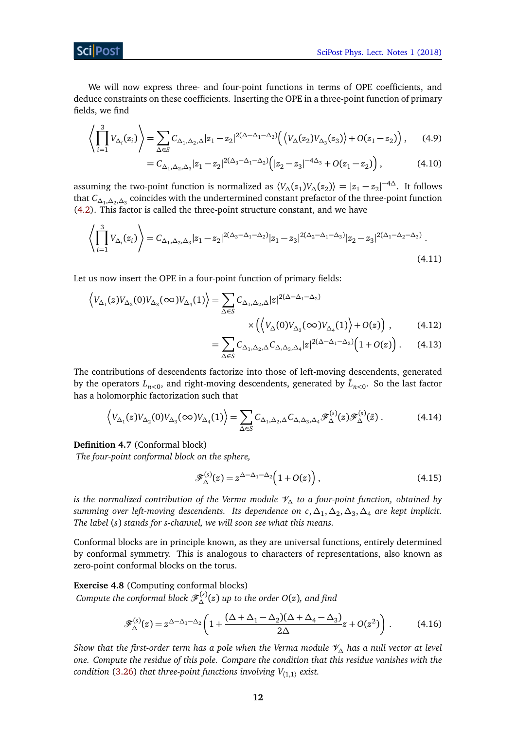We will now express three- and four-point functions in terms of OPE coefficients, and deduce constraints on these coefficients. Inserting the OPE in a three-point function of primary fields, we find

$$\left\langle \prod_{i=1}^{3} V_{\Delta_i}(z_i) \right\rangle = \sum_{\Delta \in S} C_{\Delta_1,\Delta_2,\Delta} |z_1 - z_2|^{2(\Delta - \Delta_1 - \Delta_2)} \Big( \left\langle V_\Delta(z_2) V_{\Delta_3}(z_3) \right\rangle + O(z_1 - z_2) \Big) , \tag{4.9}$$

$$= C_{\Delta_1,\Delta_2,\Delta_3} |z_1 - z_2|^{2(\Delta_3 - \Delta_1 - \Delta_2)} \Big( |z_2 - z_3|^{-4\Delta_3} + O(z_1 - z_2) \Big) , \tag{4.10}$$

assuming the two-point function is normalized as $\langle V_\Delta(z_1) V_\Delta(z_2) \rangle = |z_1 - z_2|^{-4\Delta}$. It follows that $C_{\Delta_1,\Delta_2,\Delta_3}$ coincides with the undertermined constant prefactor of the three-point function (4.2). This factor is called the three-point structure constant, and we have

$$\left\langle \prod_{i=1}^{3} V_{\Delta_i}(z_i) \right\rangle = C_{\Delta_1,\Delta_2,\Delta_3} |z_1 - z_2|^{2(\Delta_3 - \Delta_1 - \Delta_2)} |z_1 - z_3|^{2(\Delta_2 - \Delta_1 - \Delta_3)} |z_2 - z_3|^{2(\Delta_1 - \Delta_2 - \Delta_3)} . \tag{4.11}$$

Let us now insert the OPE in a four-point function of primary fields:

$$\left\langle V_{\Delta_1}(z) V_{\Delta_2}(0) V_{\Delta_3}(\infty) V_{\Delta_4}(1) \right\rangle = \sum_{\Delta \in S} C_{\Delta_1,\Delta_2,\Delta} |z|^{2(\Delta - \Delta_1 - \Delta_2)} \times \Big( \left\langle V_\Delta(0) V_{\Delta_3}(\infty) V_{\Delta_4}(1) \right\rangle + O(z) \Big) , \tag{4.12}$$

$$= \sum_{\Delta \in S} C_{\Delta_1,\Delta_2,\Delta} C_{\Delta,\Delta_3,\Delta_4} |z|^{2(\Delta - \Delta_1 - \Delta_2)} \Big( 1 + O(z) \Big) . \tag{4.13}$$

The contributions of descendents factorize into those of left-moving descendents, generated by the operators $L_{n<0}$, and right-moving descendents, generated by $\bar{L}_{n<0}$. So the last factor has a holomorphic factorization such that

$$\left\langle V_{\Delta_1}(z) V_{\Delta_2}(0) V_{\Delta_3}(\infty) V_{\Delta_4}(1) \right\rangle = \sum_{\Delta \in S} C_{\Delta_1,\Delta_2,\Delta} C_{\Delta,\Delta_3,\Delta_4} \mathscr{F}^{(s)}_\Delta(z) \mathscr{F}^{(s)}_\Delta(\bar{z}) . \tag{4.14}$$

**Definition 4.7** (Conformal block)
*The four-point conformal block on the sphere,*

$$\mathscr{F}^{(s)}_\Delta(z) = z^{\Delta - \Delta_1 - \Delta_2} \Big( 1 + O(z) \Big) , \tag{4.15}$$

*is the normalized contribution of the Verma module $\mathscr{V}_\Delta$ to a four-point function, obtained by summing over left-moving descendents. Its dependence on $c, \Delta_1, \Delta_2, \Delta_3, \Delta_4$ are kept implicit. The label $(s)$ stands for s-channel, we will soon see what this means.*

Conformal blocks are in principle known, as they are universal functions, entirely determined by conformal symmetry. This is analogous to characters of representations, also known as zero-point conformal blocks on the torus.

**Exercise 4.8** (Computing conformal blocks)
*Compute the conformal block $\mathscr{F}^{(s)}_\Delta(z)$ up to the order $O(z)$, and find*

$$\mathscr{F}^{(s)}_\Delta(z) = z^{\Delta - \Delta_1 - \Delta_2} \left( 1 + \frac{(\Delta + \Delta_1 - \Delta_2)(\Delta + \Delta_4 - \Delta_3)}{2\Delta} z + O(z^2) \right) . \tag{4.16}$$

*Show that the first-order term has a pole when the Verma module $\mathscr{V}_\Delta$ has a null vector at level one. Compute the residue of this pole. Compare the condition that this residue vanishes with the condition (3.26) that three-point functions involving $V_{\langle 1,1 \rangle}$ exist.*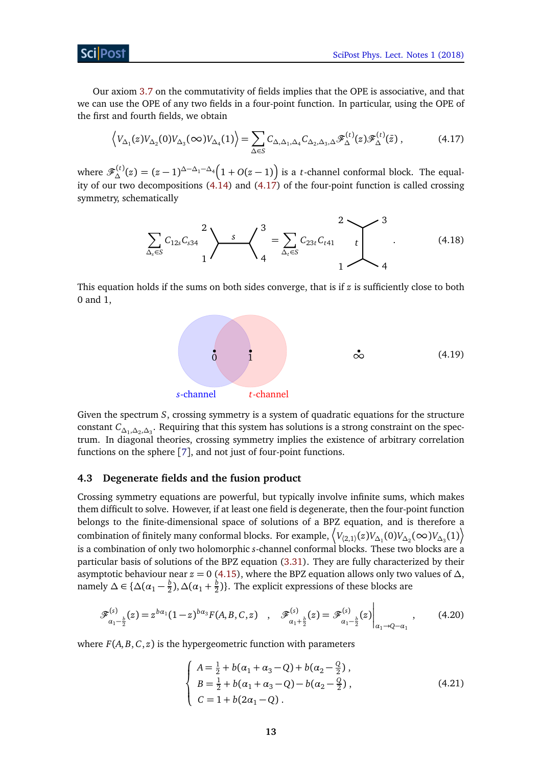Our axiom 3.7 on the commutativity of fields implies that the OPE is associative, and that we can use the OPE of any two fields in a four-point function. In particular, using the OPE of the first and fourth fields, we obtain

$$\left\langle V_{\Delta_1}(z)V_{\Delta_2}(0)V_{\Delta_3}(\infty)V_{\Delta_4}(1)\right\rangle = \sum_{\Delta\in S} C_{\Delta,\Delta_1,\Delta_4}C_{\Delta_2,\Delta_3,\Delta}\mathscr{F}^{(t)}_{\Delta}(z)\mathscr{F}^{(t)}_{\Delta}(\bar{z}) , \tag{4.17}$$

where $\mathscr{F}^{(t)}_{\Delta}(z) = (z-1)^{\Delta-\Delta_1-\Delta_4}\Big(1+O(z-1)\Big)$ is a $t$-channel conformal block. The equality of our two decompositions (4.14) and (4.17) of the four-point function is called crossing symmetry, schematically

$$\sum_{\Delta_s\in S} C_{12s}C_{s34} \quad \begin{matrix} 2 & & 3 \\ & \diagdown \overset{s}{\text{———}} \diagup & \\ 1 & & 4 \end{matrix} \quad = \sum_{\Delta_t\in S} C_{23t}C_{t41} \quad \begin{matrix} 2 & & 3 \\ & t \,\big| & \\ 1 & & 4 \end{matrix} \quad . \tag{4.18}$$

This equation holds if the sums on both sides converge, that is if $z$ is sufficiently close to both 0 and 1,

$$\text{[diagram: overlapping discs around } 0 \text{ (}s\text{-channel) and } 1 \text{ (}t\text{-channel), with } \infty \text{ outside]} \tag{4.19}$$

Given the spectrum $S$, crossing symmetry is a system of quadratic equations for the structure constant $C_{\Delta_1,\Delta_2,\Delta_3}$. Requiring that this system has solutions is a strong constraint on the spectrum. In diagonal theories, crossing symmetry implies the existence of arbitrary correlation functions on the sphere [7], and not just of four-point functions.

## 4.3 Degenerate fields and the fusion product

Crossing symmetry equations are powerful, but typically involve infinite sums, which makes them difficult to solve. However, if at least one field is degenerate, then the four-point function belongs to the finite-dimensional space of solutions of a BPZ equation, and is therefore a combination of finitely many conformal blocks. For example, $\left\langle V_{\langle 2,1\rangle}(z)V_{\Delta_1}(0)V_{\Delta_2}(\infty)V_{\Delta_3}(1)\right\rangle$ is a combination of only two holomorphic $s$-channel conformal blocks. These two blocks are a particular basis of solutions of the BPZ equation (3.31). They are fully characterized by their asymptotic behaviour near $z=0$ (4.15), where the BPZ equation allows only two values of $\Delta$, namely $\Delta \in \{\Delta(\alpha_1-\frac{b}{2}), \Delta(\alpha_1+\frac{b}{2})\}$. The explicit expressions of these blocks are

$$\mathscr{F}^{(s)}_{\alpha_1-\frac{b}{2}}(z) = z^{b\alpha_1}(1-z)^{b\alpha_3}F(A,B,C,z) \quad , \quad \mathscr{F}^{(s)}_{\alpha_1+\frac{b}{2}}(z) = \mathscr{F}^{(s)}_{\alpha_1-\frac{b}{2}}(z)\Big|_{\alpha_1\to Q-\alpha_1} , \tag{4.20}$$

where $F(A,B,C,z)$ is the hypergeometric function with parameters

$$\left\{\begin{array}{l} A = \frac{1}{2}+b(\alpha_1+\alpha_3-Q)+b(\alpha_2-\frac{Q}{2}) , \\ B = \frac{1}{2}+b(\alpha_1+\alpha_3-Q)-b(\alpha_2-\frac{Q}{2}) , \\ C = 1+b(2\alpha_1-Q) . \end{array}\right. \tag{4.21}$$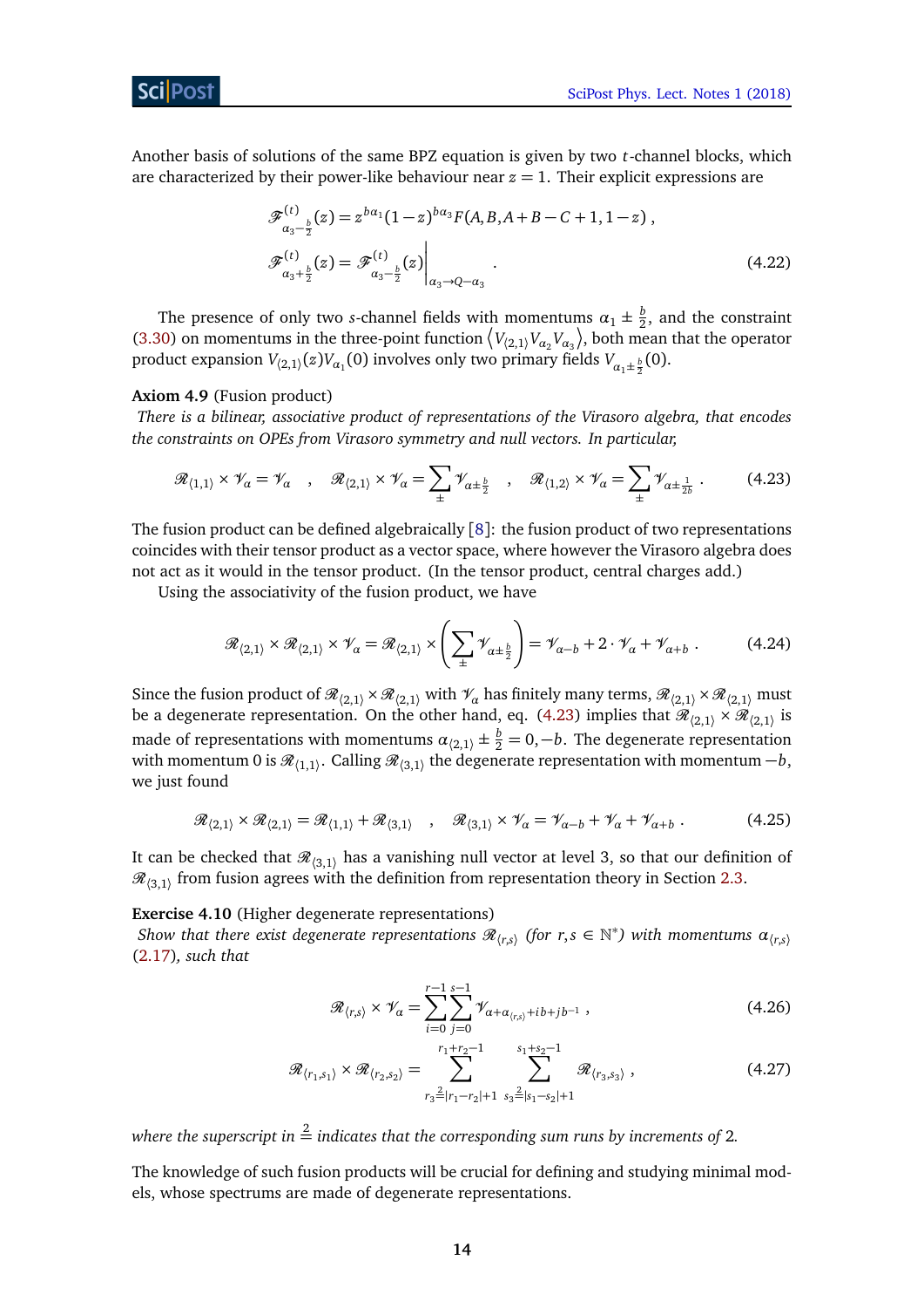Another basis of solutions of the same BPZ equation is given by two $t$-channel blocks, which are characterized by their power-like behaviour near $z=1$. Their explicit expressions are

$$\begin{aligned}
\mathscr{F}^{(t)}_{\alpha_3-\frac{b}{2}}(z) &= z^{b\alpha_1}(1-z)^{b\alpha_3}F(A,B,A+B-C+1,1-z)\ , \\
\mathscr{F}^{(t)}_{\alpha_3+\frac{b}{2}}(z) &= \left.\mathscr{F}^{(t)}_{\alpha_3-\frac{b}{2}}(z)\right|_{\alpha_3\to Q-\alpha_3}\ .
\end{aligned} \tag{4.22}$$

The presence of only two $s$-channel fields with momentums $\alpha_1 \pm \frac{b}{2}$, and the constraint (3.30) on momentums in the three-point function $\left\langle V_{\langle 2,1\rangle} V_{\alpha_2} V_{\alpha_3}\right\rangle$, both mean that the operator product expansion $V_{\langle 2,1\rangle}(z)V_{\alpha_1}(0)$ involves only two primary fields $V_{\alpha_1\pm\frac{b}{2}}(0)$.

**Axiom 4.9** (Fusion product)
*There is a bilinear, associative product of representations of the Virasoro algebra, that encodes the constraints on OPEs from Virasoro symmetry and null vectors. In particular,*

$$\mathscr{R}_{\langle 1,1\rangle}\times\mathscr{V}_\alpha = \mathscr{V}_\alpha \quad , \quad \mathscr{R}_{\langle 2,1\rangle}\times\mathscr{V}_\alpha = \sum_\pm \mathscr{V}_{\alpha\pm\frac{b}{2}} \quad , \quad \mathscr{R}_{\langle 1,2\rangle}\times\mathscr{V}_\alpha = \sum_\pm \mathscr{V}_{\alpha\pm\frac{1}{2b}}\ . \tag{4.23}$$

The fusion product can be defined algebraically [8]: the fusion product of two representations coincides with their tensor product as a vector space, where however the Virasoro algebra does not act as it would in the tensor product. (In the tensor product, central charges add.)

Using the associativity of the fusion product, we have

$$\mathscr{R}_{\langle 2,1\rangle}\times\mathscr{R}_{\langle 2,1\rangle}\times\mathscr{V}_\alpha = \mathscr{R}_{\langle 2,1\rangle}\times\left(\sum_\pm \mathscr{V}_{\alpha\pm\frac{b}{2}}\right) = \mathscr{V}_{\alpha-b}+2\cdot\mathscr{V}_\alpha+\mathscr{V}_{\alpha+b}\ . \tag{4.24}$$

Since the fusion product of $\mathscr{R}_{\langle 2,1\rangle}\times\mathscr{R}_{\langle 2,1\rangle}$ with $\mathscr{V}_\alpha$ has finitely many terms, $\mathscr{R}_{\langle 2,1\rangle}\times\mathscr{R}_{\langle 2,1\rangle}$ must be a degenerate representation. On the other hand, eq. (4.23) implies that $\mathscr{R}_{\langle 2,1\rangle}\times\mathscr{R}_{\langle 2,1\rangle}$ is made of representations with momentums $\alpha_{\langle 2,1\rangle}\pm\frac{b}{2}=0,-b$. The degenerate representation with momentum 0 is $\mathscr{R}_{\langle 1,1\rangle}$. Calling $\mathscr{R}_{\langle 3,1\rangle}$ the degenerate representation with momentum $-b$, we just found

$$\mathscr{R}_{\langle 2,1\rangle}\times\mathscr{R}_{\langle 2,1\rangle} = \mathscr{R}_{\langle 1,1\rangle}+\mathscr{R}_{\langle 3,1\rangle} \quad , \quad \mathscr{R}_{\langle 3,1\rangle}\times\mathscr{V}_\alpha = \mathscr{V}_{\alpha-b}+\mathscr{V}_\alpha+\mathscr{V}_{\alpha+b}\ . \tag{4.25}$$

It can be checked that $\mathscr{R}_{\langle 3,1\rangle}$ has a vanishing null vector at level 3, so that our definition of $\mathscr{R}_{\langle 3,1\rangle}$ from fusion agrees with the definition from representation theory in Section 2.3.

**Exercise 4.10** (Higher degenerate representations)
*Show that there exist degenerate representations $\mathscr{R}_{\langle r,s\rangle}$ (for $r,s\in\mathbb{N}^*$) with momentums $\alpha_{\langle r,s\rangle}$ (2.17), such that*

$$\mathscr{R}_{\langle r,s\rangle}\times\mathscr{V}_\alpha = \sum_{i=0}^{r-1}\sum_{j=0}^{s-1}\mathscr{V}_{\alpha+\alpha_{\langle r,s\rangle}+ib+jb^{-1}}\ , \tag{4.26}$$

$$\mathscr{R}_{\langle r_1,s_1\rangle}\times\mathscr{R}_{\langle r_2,s_2\rangle} = \sum_{r_3\overset{2}{=}|r_1-r_2|+1}^{r_1+r_2-1}\ \sum_{s_3\overset{2}{=}|s_1-s_2|+1}^{s_1+s_2-1}\mathscr{R}_{\langle r_3,s_3\rangle}\ , \tag{4.27}$$

*where the superscript in $\overset{2}{=}$ indicates that the corresponding sum runs by increments of* 2.

The knowledge of such fusion products will be crucial for defining and studying minimal models, whose spectrums are made of degenerate representations.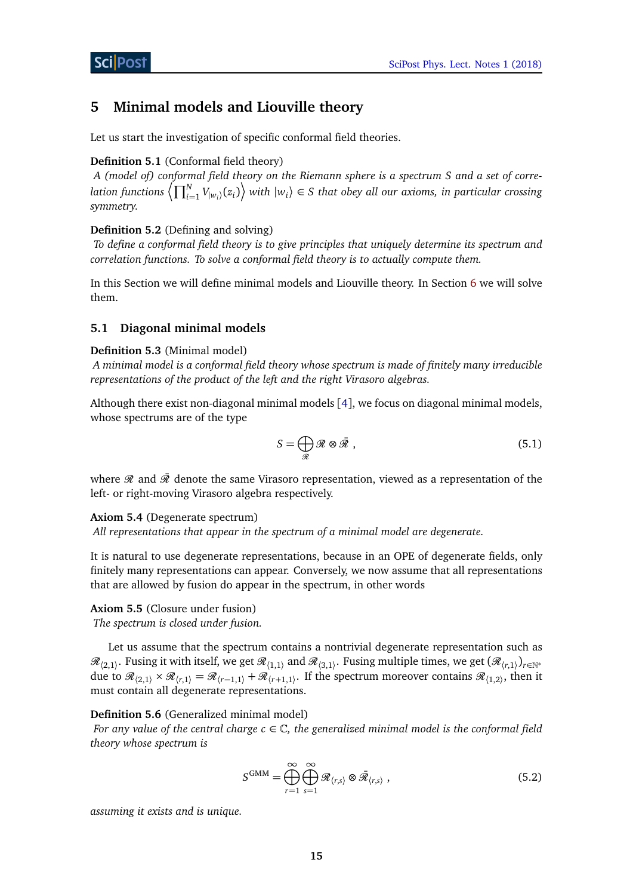# 5 Minimal models and Liouville theory

Let us start the investigation of specific conformal field theories.

**Definition 5.1** (Conformal field theory)
*A (model of) conformal field theory on the Riemann sphere is a spectrum $S$ and a set of correlation functions $\left\langle \prod_{i=1}^{N} V_{|w_i\rangle}(z_i) \right\rangle$ with $|w_i\rangle \in S$ that obey all our axioms, in particular crossing symmetry.*

**Definition 5.2** (Defining and solving)
*To define a conformal field theory is to give principles that uniquely determine its spectrum and correlation functions. To solve a conformal field theory is to actually compute them.*

In this Section we will define minimal models and Liouville theory. In Section 6 we will solve them.

## 5.1 Diagonal minimal models

**Definition 5.3** (Minimal model)
*A minimal model is a conformal field theory whose spectrum is made of finitely many irreducible representations of the product of the left and the right Virasoro algebras.*

Although there exist non-diagonal minimal models [4], we focus on diagonal minimal models, whose spectrums are of the type

$$S = \bigoplus_{\mathscr{R}} \mathscr{R} \otimes \bar{\mathscr{R}} \ , \tag{5.1}$$

where $\mathscr{R}$ and $\bar{\mathscr{R}}$ denote the same Virasoro representation, viewed as a representation of the left- or right-moving Virasoro algebra respectively.

**Axiom 5.4** (Degenerate spectrum)
*All representations that appear in the spectrum of a minimal model are degenerate.*

It is natural to use degenerate representations, because in an OPE of degenerate fields, only finitely many representations can appear. Conversely, we now assume that all representations that are allowed by fusion do appear in the spectrum, in other words

**Axiom 5.5** (Closure under fusion)
*The spectrum is closed under fusion.*

Let us assume that the spectrum contains a nontrivial degenerate representation such as $\mathscr{R}_{\langle 2,1\rangle}$. Fusing it with itself, we get $\mathscr{R}_{\langle 1,1\rangle}$ and $\mathscr{R}_{\langle 3,1\rangle}$. Fusing multiple times, we get $(\mathscr{R}_{\langle r,1\rangle})_{r\in\mathbb{N}^*}$ due to $\mathscr{R}_{\langle 2,1\rangle} \times \mathscr{R}_{\langle r,1\rangle} = \mathscr{R}_{\langle r-1,1\rangle} + \mathscr{R}_{\langle r+1,1\rangle}$. If the spectrum moreover contains $\mathscr{R}_{\langle 1,2\rangle}$, then it must contain all degenerate representations.

**Definition 5.6** (Generalized minimal model)
*For any value of the central charge $c \in \mathbb{C}$, the generalized minimal model is the conformal field theory whose spectrum is*

$$S^{\text{GMM}} = \bigoplus_{r=1}^{\infty} \bigoplus_{s=1}^{\infty} \mathscr{R}_{\langle r,s\rangle} \otimes \bar{\mathscr{R}}_{\langle r,s\rangle} \ , \tag{5.2}$$

*assuming it exists and is unique.*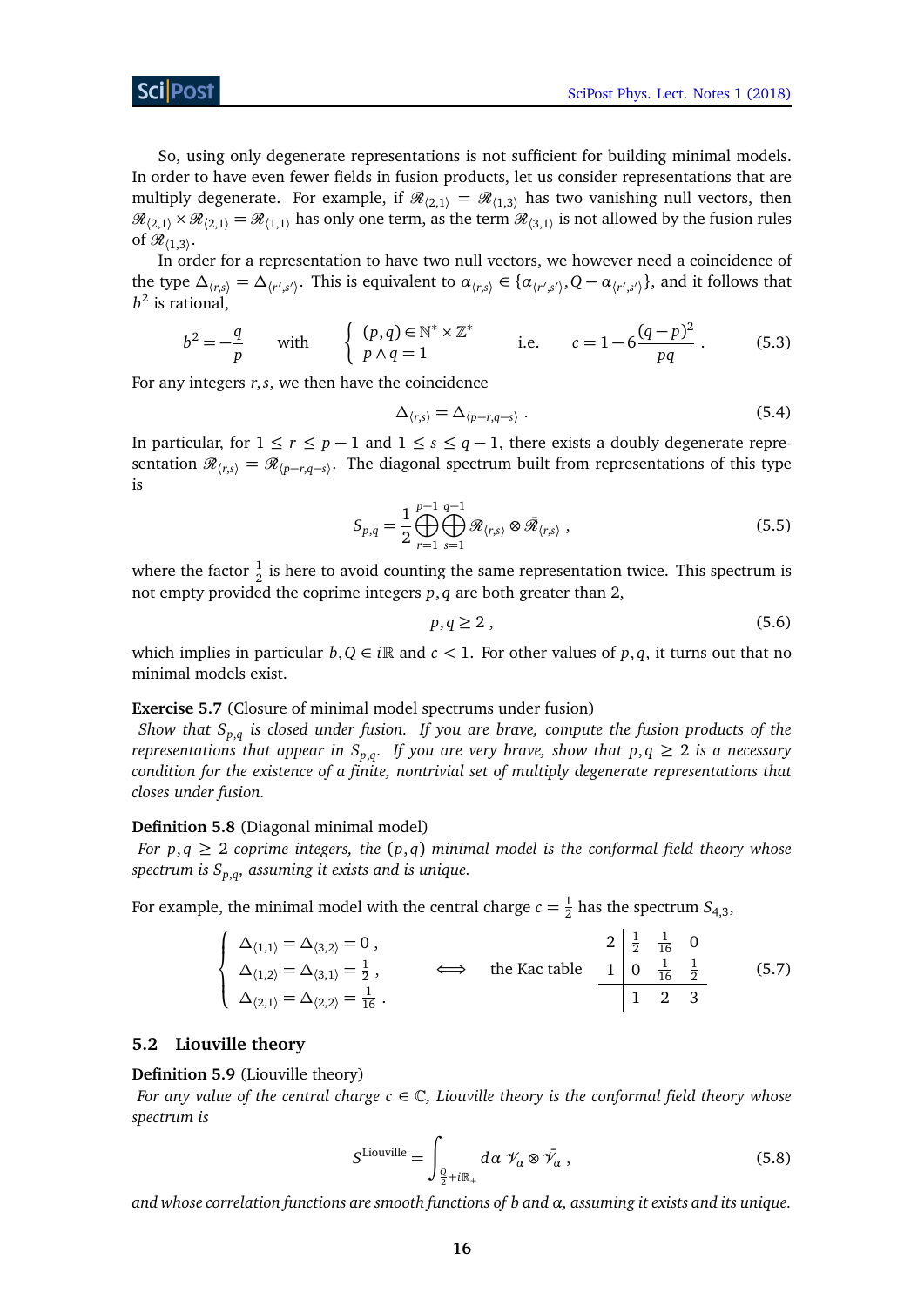So, using only degenerate representations is not sufficient for building minimal models. In order to have even fewer fields in fusion products, let us consider representations that are multiply degenerate. For example, if $\mathscr{R}_{\langle 2,1\rangle} = \mathscr{R}_{\langle 1,3\rangle}$ has two vanishing null vectors, then $\mathscr{R}_{\langle 2,1\rangle} \times \mathscr{R}_{\langle 2,1\rangle} = \mathscr{R}_{\langle 1,1\rangle}$ has only one term, as the term $\mathscr{R}_{\langle 3,1\rangle}$ is not allowed by the fusion rules of $\mathscr{R}_{\langle 1,3\rangle}$.

In order for a representation to have two null vectors, we however need a coincidence of the type $\Delta_{\langle r,s\rangle} = \Delta_{\langle r',s'\rangle}$. This is equivalent to $\alpha_{\langle r,s\rangle} \in \{\alpha_{\langle r',s'\rangle}, Q - \alpha_{\langle r',s'\rangle}\}$, and it follows that $b^2$ is rational,

$$b^2 = -\frac{q}{p} \qquad \text{with} \qquad \left\{ \begin{array}{l} (p,q) \in \mathbb{N}^* \times \mathbb{Z}^* \\ p \wedge q = 1 \end{array} \right. \qquad \text{i.e.} \qquad c = 1 - 6\frac{(q-p)^2}{pq} . \tag{5.3}$$

For any integers $r, s$, we then have the coincidence

$$\Delta_{\langle r,s\rangle} = \Delta_{\langle p-r,q-s\rangle} . \tag{5.4}$$

In particular, for $1 \leq r \leq p-1$ and $1 \leq s \leq q-1$, there exists a doubly degenerate representation $\mathscr{R}_{\langle r,s\rangle} = \mathscr{R}_{\langle p-r,q-s\rangle}$. The diagonal spectrum built from representations of this type is

$$\mathcal{S}_{p,q} = \frac{1}{2} \bigoplus_{r=1}^{p-1} \bigoplus_{s=1}^{q-1} \mathscr{R}_{\langle r,s\rangle} \otimes \bar{\mathscr{R}}_{\langle r,s\rangle} , \tag{5.5}$$

where the factor $\frac{1}{2}$ is here to avoid counting the same representation twice. This spectrum is not empty provided the coprime integers $p, q$ are both greater than 2,

$$p, q \geq 2 , \tag{5.6}$$

which implies in particular $b, Q \in i\mathbb{R}$ and $c < 1$. For other values of $p, q$, it turns out that no minimal models exist.

**Exercise 5.7** (Closure of minimal model spectrums under fusion)
*Show that $\mathcal{S}_{p,q}$ is closed under fusion. If you are brave, compute the fusion products of the representations that appear in $\mathcal{S}_{p,q}$. If you are very brave, show that $p, q \geq 2$ is a necessary condition for the existence of a finite, nontrivial set of multiply degenerate representations that closes under fusion.*

**Definition 5.8** (Diagonal minimal model)
*For $p, q \geq 2$ coprime integers, the $(p,q)$ minimal model is the conformal field theory whose spectrum is $\mathcal{S}_{p,q}$, assuming it exists and is unique.*

For example, the minimal model with the central charge $c = \frac{1}{2}$ has the spectrum $\mathcal{S}_{4,3}$,

$$\left\{ \begin{array}{l} \Delta_{\langle 1,1\rangle} = \Delta_{\langle 3,2\rangle} = 0 , \\ \Delta_{\langle 1,2\rangle} = \Delta_{\langle 3,1\rangle} = \frac{1}{2} , \\ \Delta_{\langle 2,1\rangle} = \Delta_{\langle 2,2\rangle} = \frac{1}{16} . \end{array} \right. \qquad \Longleftrightarrow \qquad \text{the Kac table} \qquad \begin{array}{c|ccc} 2 & \frac{1}{2} & \frac{1}{16} & 0 \\ 1 & 0 & \frac{1}{16} & \frac{1}{2} \\ \hline & 1 & 2 & 3 \end{array} \tag{5.7}$$

## 5.2 Liouville theory

**Definition 5.9** (Liouville theory)
*For any value of the central charge $c \in \mathbb{C}$, Liouville theory is the conformal field theory whose spectrum is*

$$\mathcal{S}^{\text{Liouville}} = \int_{\frac{Q}{2}+i\mathbb{R}_+} d\alpha \; \mathcal{V}_\alpha \otimes \bar{\mathcal{V}}_\alpha , \tag{5.8}$$

*and whose correlation functions are smooth functions of $b$ and $\alpha$, assuming it exists and its unique.*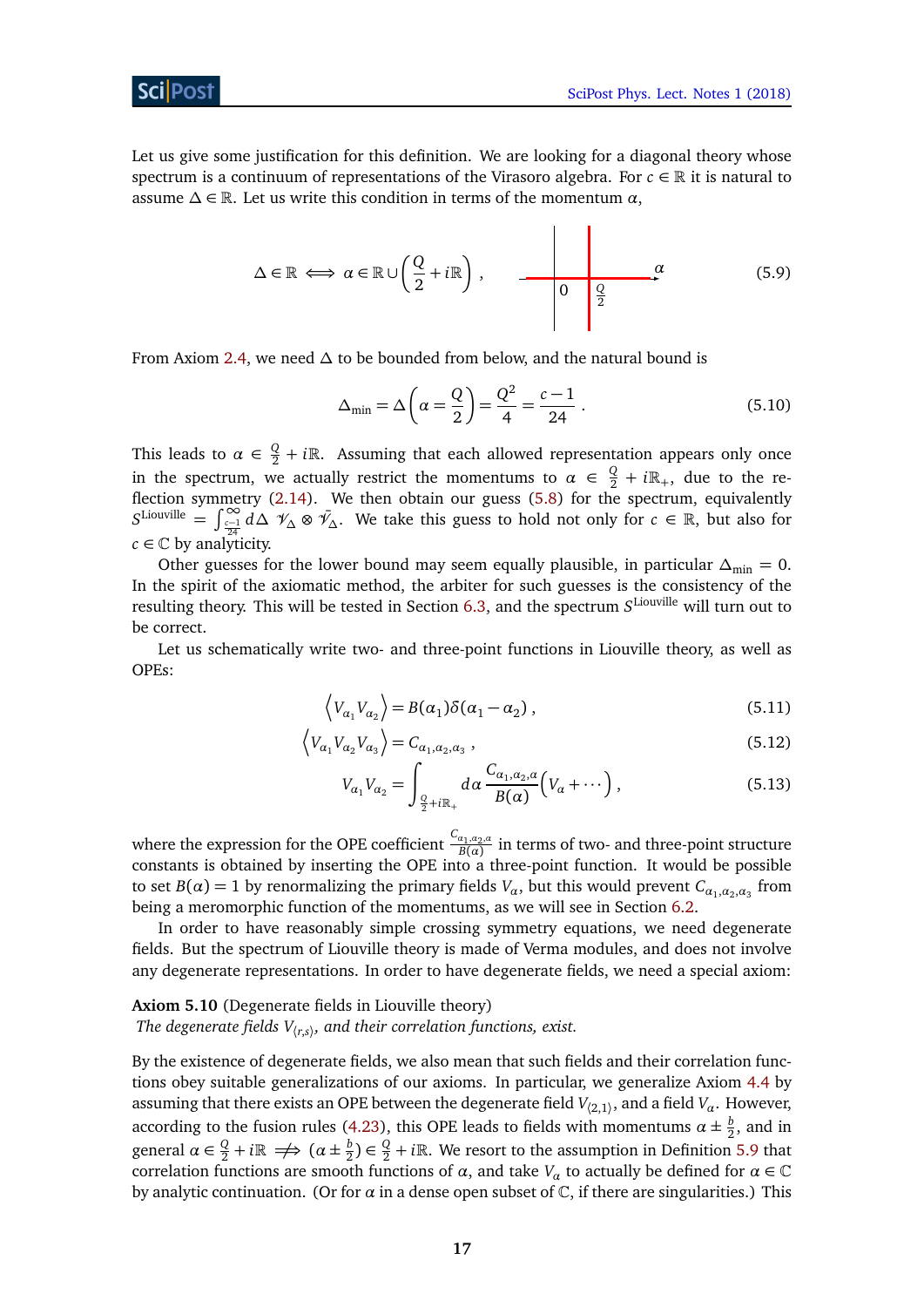Let us give some justification for this definition. We are looking for a diagonal theory whose spectrum is a continuum of representations of the Virasoro algebra. For $c \in \mathbb{R}$ it is natural to assume $\Delta \in \mathbb{R}$. Let us write this condition in terms of the momentum $\alpha$,

$$\Delta \in \mathbb{R} \iff \alpha \in \mathbb{R} \cup \left(\frac{Q}{2} + i\mathbb{R}\right) , \tag{5.9}$$

From Axiom 2.4, we need $\Delta$ to be bounded from below, and the natural bound is

$$\Delta_{\min} = \Delta\left(\alpha = \frac{Q}{2}\right) = \frac{Q^2}{4} = \frac{c-1}{24} . \tag{5.10}$$

This leads to $\alpha \in \frac{Q}{2} + i\mathbb{R}$. Assuming that each allowed representation appears only once in the spectrum, we actually restrict the momentums to $\alpha \in \frac{Q}{2} + i\mathbb{R}_+$, due to the reflection symmetry (2.14). We then obtain our guess (5.8) for the spectrum, equivalently $S^{\text{Liouville}} = \int_{\frac{c-1}{24}}^{\infty} d\Delta \ \mathcal{V}_\Delta \otimes \bar{\mathcal{V}}_\Delta$. We take this guess to hold not only for $c \in \mathbb{R}$, but also for $c \in \mathbb{C}$ by analyticity.

Other guesses for the lower bound may seem equally plausible, in particular $\Delta_{\min} = 0$. In the spirit of the axiomatic method, the arbiter for such guesses is the consistency of the resulting theory. This will be tested in Section 6.3, and the spectrum $S^{\text{Liouville}}$ will turn out to be correct.

Let us schematically write two- and three-point functions in Liouville theory, as well as OPEs:

$$\left\langle V_{\alpha_1} V_{\alpha_2} \right\rangle = B(\alpha_1)\delta(\alpha_1 - \alpha_2) , \tag{5.11}$$

$$\left\langle V_{\alpha_1} V_{\alpha_2} V_{\alpha_3} \right\rangle = C_{\alpha_1,\alpha_2,\alpha_3} , \tag{5.12}$$

$$V_{\alpha_1} V_{\alpha_2} = \int_{\frac{Q}{2}+i\mathbb{R}_+} d\alpha \, \frac{C_{\alpha_1,\alpha_2,\alpha}}{B(\alpha)} \left(V_\alpha + \cdots\right) , \tag{5.13}$$

where the expression for the OPE coefficient $\frac{C_{\alpha_1,\alpha_2,\alpha}}{B(\alpha)}$ in terms of two- and three-point structure constants is obtained by inserting the OPE into a three-point function. It would be possible to set $B(\alpha) = 1$ by renormalizing the primary fields $V_\alpha$, but this would prevent $C_{\alpha_1,\alpha_2,\alpha_3}$ from being a meromorphic function of the momentums, as we will see in Section 6.2.

In order to have reasonably simple crossing symmetry equations, we need degenerate fields. But the spectrum of Liouville theory is made of Verma modules, and does not involve any degenerate representations. In order to have degenerate fields, we need a special axiom:

**Axiom 5.10** (Degenerate fields in Liouville theory)
*The degenerate fields $V_{\langle r,s\rangle}$, and their correlation functions, exist.*

By the existence of degenerate fields, we also mean that such fields and their correlation functions obey suitable generalizations of our axioms. In particular, we generalize Axiom 4.4 by assuming that there exists an OPE between the degenerate field $V_{\langle 2,1\rangle}$, and a field $V_\alpha$. However, according to the fusion rules (4.23), this OPE leads to fields with momentums $\alpha \pm \frac{b}{2}$, and in general $\alpha \in \frac{Q}{2} + i\mathbb{R} \not\Rightarrow (\alpha \pm \frac{b}{2}) \in \frac{Q}{2} + i\mathbb{R}$. We resort to the assumption in Definition 5.9 that correlation functions are smooth functions of $\alpha$, and take $V_\alpha$ to actually be defined for $\alpha \in \mathbb{C}$ by analytic continuation. (Or for $\alpha$ in a dense open subset of $\mathbb{C}$, if there are singularities.) This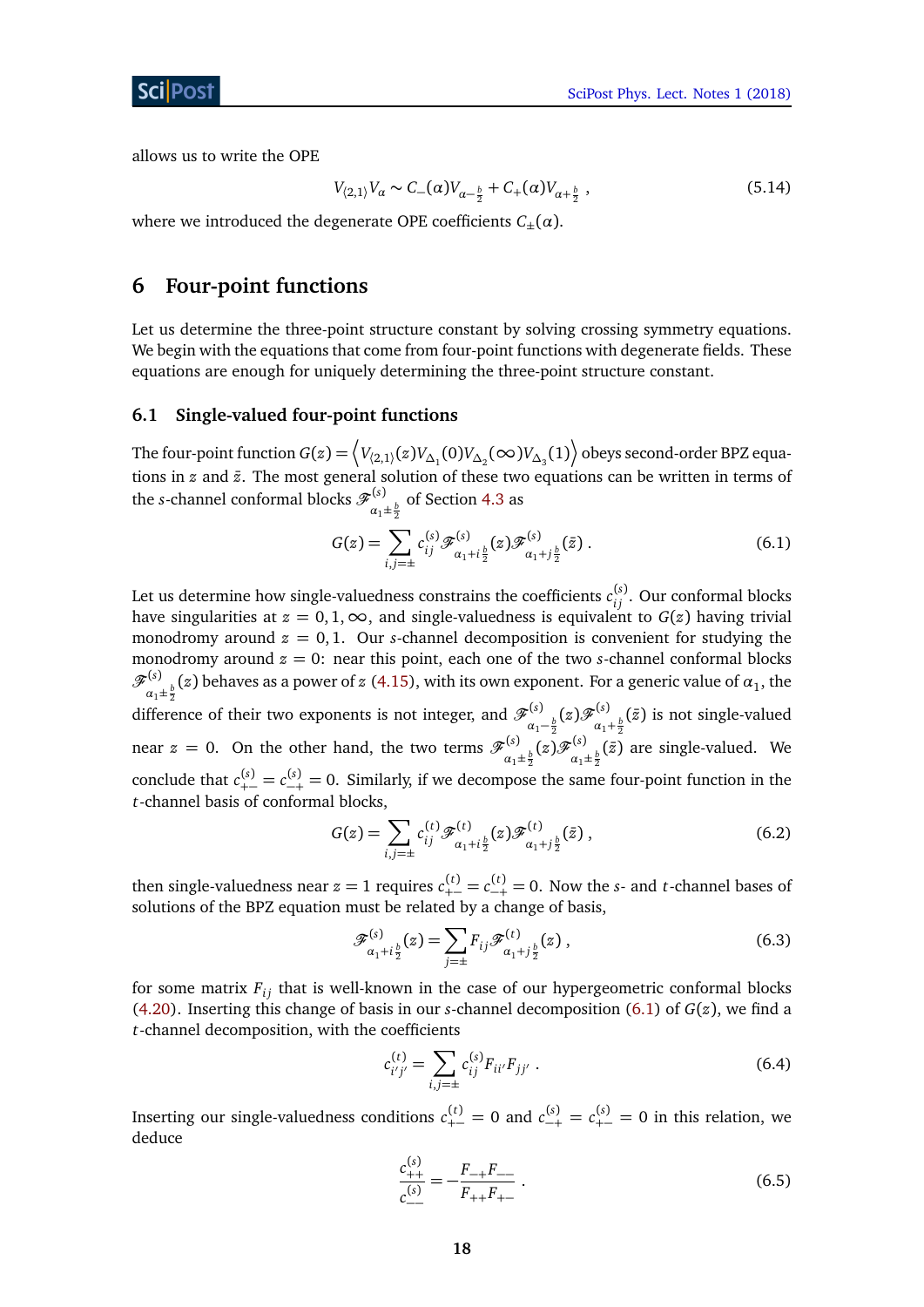allows us to write the OPE

$$V_{\langle 2,1\rangle} V_\alpha \sim C_-(\alpha) V_{\alpha-\frac{b}{2}} + C_+(\alpha) V_{\alpha+\frac{b}{2}} , \tag{5.14}$$

where we introduced the degenerate OPE coefficients $C_\pm(\alpha)$.

## 6 Four-point functions

Let us determine the three-point structure constant by solving crossing symmetry equations. We begin with the equations that come from four-point functions with degenerate fields. These equations are enough for uniquely determining the three-point structure constant.

### 6.1 Single-valued four-point functions

The four-point function $G(z) = \left\langle V_{\langle 2,1\rangle}(z) V_{\Delta_1}(0) V_{\Delta_2}(\infty) V_{\Delta_3}(1)\right\rangle$ obeys second-order BPZ equations in $z$ and $\bar{z}$. The most general solution of these two equations can be written in terms of the $s$-channel conformal blocks $\mathscr{F}^{(s)}_{\alpha_1\pm\frac{b}{2}}$ of Section 4.3 as

$$G(z) = \sum_{i,j=\pm} c^{(s)}_{ij} \mathscr{F}^{(s)}_{\alpha_1+i\frac{b}{2}}(z) \mathscr{F}^{(s)}_{\alpha_1+j\frac{b}{2}}(\bar{z}) . \tag{6.1}$$

Let us determine how single-valuedness constrains the coefficients $c^{(s)}_{ij}$. Our conformal blocks have singularities at $z = 0, 1, \infty$, and single-valuedness is equivalent to $G(z)$ having trivial monodromy around $z = 0, 1$. Our $s$-channel decomposition is convenient for studying the monodromy around $z = 0$: near this point, each one of the two $s$-channel conformal blocks $\mathscr{F}^{(s)}_{\alpha_1\pm\frac{b}{2}}(z)$ behaves as a power of $z$ (4.15), with its own exponent. For a generic value of $\alpha_1$, the difference of their two exponents is not integer, and $\mathscr{F}^{(s)}_{\alpha_1-\frac{b}{2}}(z)\mathscr{F}^{(s)}_{\alpha_1+\frac{b}{2}}(\bar{z})$ is not single-valued near $z = 0$. On the other hand, the two terms $\mathscr{F}^{(s)}_{\alpha_1\pm\frac{b}{2}}(z)\mathscr{F}^{(s)}_{\alpha_1\pm\frac{b}{2}}(\bar{z})$ are single-valued. We conclude that $c^{(s)}_{+-} = c^{(s)}_{-+} = 0$. Similarly, if we decompose the same four-point function in the $t$-channel basis of conformal blocks,

$$G(z) = \sum_{i,j=\pm} c^{(t)}_{ij} \mathscr{F}^{(t)}_{\alpha_1+i\frac{b}{2}}(z) \mathscr{F}^{(t)}_{\alpha_1+j\frac{b}{2}}(\bar{z}) , \tag{6.2}$$

then single-valuedness near $z = 1$ requires $c^{(t)}_{+-} = c^{(t)}_{-+} = 0$. Now the $s$- and $t$-channel bases of solutions of the BPZ equation must be related by a change of basis,

$$\mathscr{F}^{(s)}_{\alpha_1+i\frac{b}{2}}(z) = \sum_{j=\pm} F_{ij} \mathscr{F}^{(t)}_{\alpha_1+j\frac{b}{2}}(z) , \tag{6.3}$$

for some matrix $F_{ij}$ that is well-known in the case of our hypergeometric conformal blocks (4.20). Inserting this change of basis in our $s$-channel decomposition (6.1) of $G(z)$, we find a $t$-channel decomposition, with the coefficients

$$c^{(t)}_{i'j'} = \sum_{i,j=\pm} c^{(s)}_{ij} F_{ii'} F_{jj'} . \tag{6.4}$$

Inserting our single-valuedness conditions $c^{(t)}_{+-} = 0$ and $c^{(s)}_{-+} = c^{(s)}_{+-} = 0$ in this relation, we deduce

$$\frac{c^{(s)}_{++}}{c^{(s)}_{--}} = -\frac{F_{-+}F_{--}}{F_{++}F_{+-}} . \tag{6.5}$$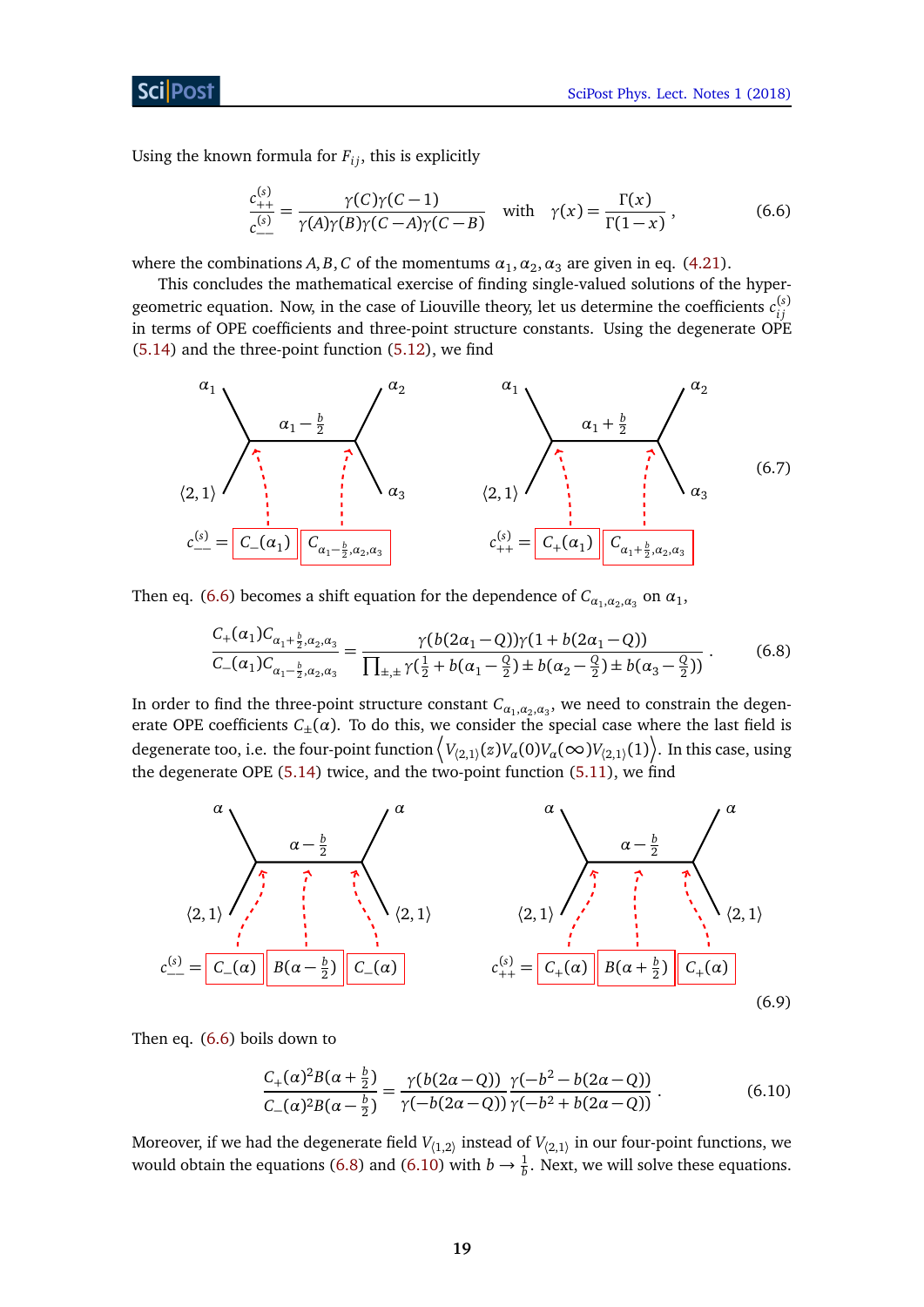Using the known formula for $F_{ij}$, this is explicitly

$$\frac{c^{(s)}_{++}}{c^{(s)}_{--}} = \frac{\gamma(C)\gamma(C-1)}{\gamma(A)\gamma(B)\gamma(C-A)\gamma(C-B)} \quad \text{with} \quad \gamma(x) = \frac{\Gamma(x)}{\Gamma(1-x)} , \tag{6.6}$$

where the combinations $A, B, C$ of the momentums $\alpha_1, \alpha_2, \alpha_3$ are given in eq. (4.21).

This concludes the mathematical exercise of finding single-valued solutions of the hypergeometric equation. Now, in the case of Liouville theory, let us determine the coefficients $c^{(s)}_{ij}$ in terms of OPE coefficients and three-point structure constants. Using the degenerate OPE (5.14) and the three-point function (5.12), we find

$$c^{(s)}_{--} = C_-(\alpha_1)\, C_{\alpha_1-\frac{b}{2},\alpha_2,\alpha_3} \qquad\qquad c^{(s)}_{++} = C_+(\alpha_1)\, C_{\alpha_1+\frac{b}{2},\alpha_2,\alpha_3} \tag{6.7}$$

(Diagrams: external legs $\alpha_1$, $\alpha_2$, $\langle 2,1\rangle$, $\alpha_3$; internal line $\alpha_1 - \frac{b}{2}$ on the left, $\alpha_1 + \frac{b}{2}$ on the right.)

Then eq. (6.6) becomes a shift equation for the dependence of $C_{\alpha_1,\alpha_2,\alpha_3}$ on $\alpha_1$,

$$\frac{C_+(\alpha_1) C_{\alpha_1+\frac{b}{2},\alpha_2,\alpha_3}}{C_-(\alpha_1) C_{\alpha_1-\frac{b}{2},\alpha_2,\alpha_3}} = \frac{\gamma(b(2\alpha_1-Q))\gamma(1+b(2\alpha_1-Q))}{\prod_{\pm,\pm}\gamma(\frac{1}{2}+b(\alpha_1-\frac{Q}{2})\pm b(\alpha_2-\frac{Q}{2})\pm b(\alpha_3-\frac{Q}{2}))} . \tag{6.8}$$

In order to find the three-point structure constant $C_{\alpha_1,\alpha_2,\alpha_3}$, we need to constrain the degenerate OPE coefficients $C_\pm(\alpha)$. To do this, we consider the special case where the last field is degenerate too, i.e. the four-point function $\left\langle V_{\langle 2,1\rangle}(z)V_\alpha(0)V_\alpha(\infty)V_{\langle 2,1\rangle}(1)\right\rangle$. In this case, using the degenerate OPE (5.14) twice, and the two-point function (5.11), we find

$$c^{(s)}_{--} = C_-(\alpha)\, B(\alpha-\tfrac{b}{2})\, C_-(\alpha) \qquad\qquad c^{(s)}_{++} = C_+(\alpha)\, B(\alpha+\tfrac{b}{2})\, C_+(\alpha) \tag{6.9}$$

(Diagrams: external legs $\alpha$, $\alpha$, $\langle 2,1\rangle$, $\langle 2,1\rangle$; internal line $\alpha - \frac{b}{2}$.)

Then eq. (6.6) boils down to

$$\frac{C_+(\alpha)^2 B(\alpha+\frac{b}{2})}{C_-(\alpha)^2 B(\alpha-\frac{b}{2})} = \frac{\gamma(b(2\alpha-Q))}{\gamma(-b(2\alpha-Q))}\frac{\gamma(-b^2-b(2\alpha-Q))}{\gamma(-b^2+b(2\alpha-Q))} . \tag{6.10}$$

Moreover, if we had the degenerate field $V_{\langle 1,2\rangle}$ instead of $V_{\langle 2,1\rangle}$ in our four-point functions, we would obtain the equations (6.8) and (6.10) with $b \to \frac{1}{b}$. Next, we will solve these equations.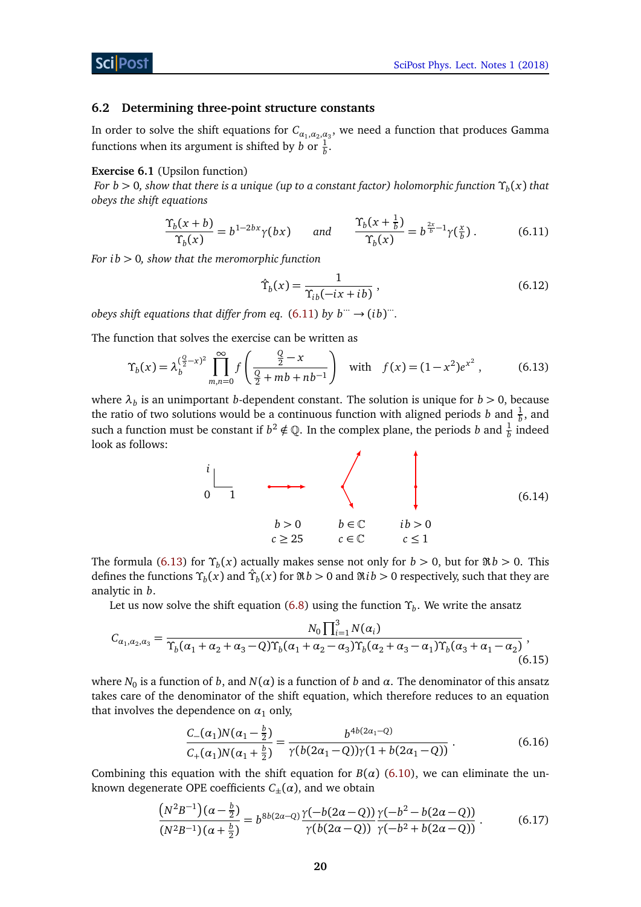### 6.2 Determining three-point structure constants

In order to solve the shift equations for $C_{\alpha_1,\alpha_2,\alpha_3}$, we need a function that produces Gamma functions when its argument is shifted by $b$ or $\frac{1}{b}$.

**Exercise 6.1** (Upsilon function)

*For $b > 0$, show that there is a unique (up to a constant factor) holomorphic function $\Upsilon_b(x)$ that obeys the shift equations*

$$\frac{\Upsilon_b(x+b)}{\Upsilon_b(x)} = b^{1-2bx}\gamma(bx) \qquad \text{and} \qquad \frac{\Upsilon_b(x+\frac{1}{b})}{\Upsilon_b(x)} = b^{\frac{2x}{b}-1}\gamma(\tfrac{x}{b}) \,. \tag{6.11}$$

*For $ib > 0$, show that the meromorphic function*

$$\hat{\Upsilon}_b(x) = \frac{1}{\Upsilon_{ib}(-ix+ib)} \,, \tag{6.12}$$

*obeys shift equations that differ from eq. (6.11) by $b^{\cdots} \to (ib)^{\cdots}$.*

The function that solves the exercise can be written as

$$\Upsilon_b(x) = \lambda_b^{(\frac{Q}{2}-x)^2} \prod_{m,n=0}^{\infty} f\left(\frac{\frac{Q}{2}-x}{\frac{Q}{2}+mb+nb^{-1}}\right) \quad \text{with} \quad f(x) = (1-x^2)e^{x^2} \,, \tag{6.13}$$

where $\lambda_b$ is an unimportant $b$-dependent constant. The solution is unique for $b > 0$, because the ratio of two solutions would be a continuous function with aligned periods $b$ and $\frac{1}{b}$, and such a function must be constant if $b^2 \notin \mathbb{Q}$. In the complex plane, the periods $b$ and $\frac{1}{b}$ indeed look as follows:

$$\begin{array}{cccc} & b>0 & b\in\mathbb{C} & ib>0 \\ & c\geq 25 & c\in\mathbb{C} & c\leq 1 \end{array} \tag{6.14}$$

The formula (6.13) for $\Upsilon_b(x)$ actually makes sense not only for $b > 0$, but for $\Re b > 0$. This defines the functions $\Upsilon_b(x)$ and $\hat{\Upsilon}_b(x)$ for $\Re b > 0$ and $\Re ib > 0$ respectively, such that they are analytic in $b$.

Let us now solve the shift equation (6.8) using the function $\Upsilon_b$. We write the ansatz

$$C_{\alpha_1,\alpha_2,\alpha_3} = \frac{N_0 \prod_{i=1}^3 N(\alpha_i)}{\Upsilon_b(\alpha_1+\alpha_2+\alpha_3-Q)\Upsilon_b(\alpha_1+\alpha_2-\alpha_3)\Upsilon_b(\alpha_2+\alpha_3-\alpha_1)\Upsilon_b(\alpha_3+\alpha_1-\alpha_2)} \,, \tag{6.15}$$

where $N_0$ is a function of $b$, and $N(\alpha)$ is a function of $b$ and $\alpha$. The denominator of this ansatz takes care of the denominator of the shift equation, which therefore reduces to an equation that involves the dependence on $\alpha_1$ only,

$$\frac{C_-(\alpha_1)N(\alpha_1-\frac{b}{2})}{C_+(\alpha_1)N(\alpha_1+\frac{b}{2})} = \frac{b^{4b(2\alpha_1-Q)}}{\gamma(b(2\alpha_1-Q))\gamma(1+b(2\alpha_1-Q))} \,. \tag{6.16}$$

Combining this equation with the shift equation for $B(\alpha)$ (6.10), we can eliminate the unknown degenerate OPE coefficients $C_\pm(\alpha)$, and we obtain

$$\frac{(N^2B^{-1})(\alpha-\frac{b}{2})}{(N^2B^{-1})(\alpha+\frac{b}{2})} = b^{8b(2\alpha-Q)} \frac{\gamma(-b(2\alpha-Q))}{\gamma(b(2\alpha-Q))} \frac{\gamma(-b^2-b(2\alpha-Q))}{\gamma(-b^2+b(2\alpha-Q))} \,. \tag{6.17}$$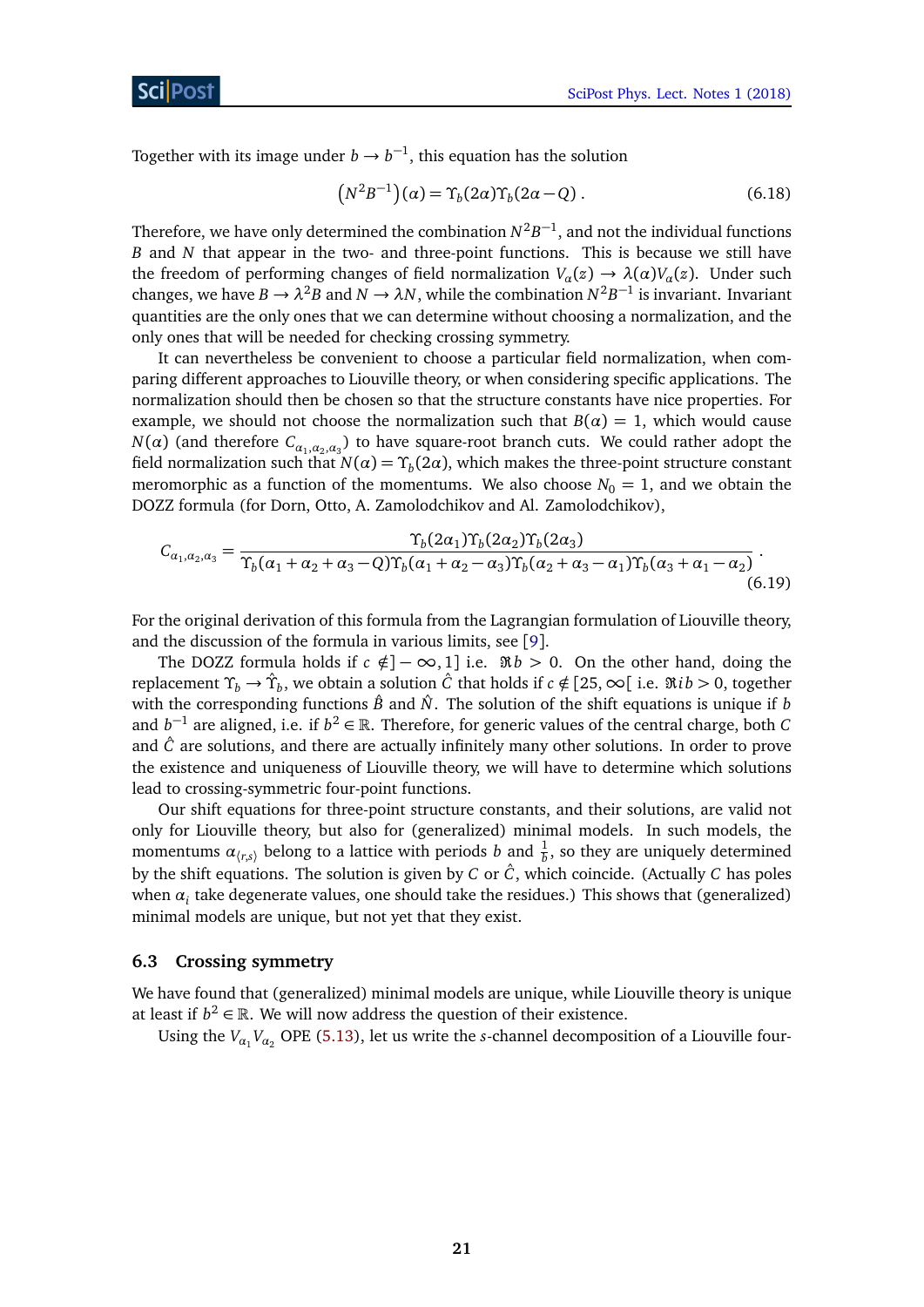Together with its image under $b \to b^{-1}$, this equation has the solution

$$\left(N^2 B^{-1}\right)(\alpha) = \Upsilon_b(2\alpha)\Upsilon_b(2\alpha - Q) . \tag{6.18}$$

Therefore, we have only determined the combination $N^2B^{-1}$, and not the individual functions $B$ and $N$ that appear in the two- and three-point functions. This is because we still have the freedom of performing changes of field normalization $V_\alpha(z) \to \lambda(\alpha)V_\alpha(z)$. Under such changes, we have $B \to \lambda^2 B$ and $N \to \lambda N$, while the combination $N^2B^{-1}$ is invariant. Invariant quantities are the only ones that we can determine without choosing a normalization, and the only ones that will be needed for checking crossing symmetry.

It can nevertheless be convenient to choose a particular field normalization, when comparing different approaches to Liouville theory, or when considering specific applications. The normalization should then be chosen so that the structure constants have nice properties. For example, we should not choose the normalization such that $B(\alpha) = 1$, which would cause $N(\alpha)$ (and therefore $C_{\alpha_1,\alpha_2,\alpha_3}$) to have square-root branch cuts. We could rather adopt the field normalization such that $N(\alpha) = \Upsilon_b(2\alpha)$, which makes the three-point structure constant meromorphic as a function of the momentums. We also choose $N_0 = 1$, and we obtain the DOZZ formula (for Dorn, Otto, A. Zamolodchikov and Al. Zamolodchikov),

$$C_{\alpha_1,\alpha_2,\alpha_3} = \frac{\Upsilon_b(2\alpha_1)\Upsilon_b(2\alpha_2)\Upsilon_b(2\alpha_3)}{\Upsilon_b(\alpha_1+\alpha_2+\alpha_3-Q)\Upsilon_b(\alpha_1+\alpha_2-\alpha_3)\Upsilon_b(\alpha_2+\alpha_3-\alpha_1)\Upsilon_b(\alpha_3+\alpha_1-\alpha_2)} . \tag{6.19}$$

For the original derivation of this formula from the Lagrangian formulation of Liouville theory, and the discussion of the formula in various limits, see [9].

The DOZZ formula holds if $c \notin ]-\infty, 1]$ i.e. $\Re b > 0$. On the other hand, doing the replacement $\Upsilon_b \to \hat{\Upsilon}_b$, we obtain a solution $\hat{C}$ that holds if $c \notin [25, \infty[$ i.e. $\Re ib > 0$, together with the corresponding functions $\hat{B}$ and $\hat{N}$. The solution of the shift equations is unique if $b$ and $b^{-1}$ are aligned, i.e. if $b^2 \in \mathbb{R}$. Therefore, for generic values of the central charge, both $C$ and $\hat{C}$ are solutions, and there are actually infinitely many other solutions. In order to prove the existence and uniqueness of Liouville theory, we will have to determine which solutions lead to crossing-symmetric four-point functions.

Our shift equations for three-point structure constants, and their solutions, are valid not only for Liouville theory, but also for (generalized) minimal models. In such models, the momentums $\alpha_{\langle r,s\rangle}$ belong to a lattice with periods $b$ and $\frac{1}{b}$, so they are uniquely determined by the shift equations. The solution is given by $C$ or $\hat{C}$, which coincide. (Actually $C$ has poles when $\alpha_i$ take degenerate values, one should take the residues.) This shows that (generalized) minimal models are unique, but not yet that they exist.

### 6.3 Crossing symmetry

We have found that (generalized) minimal models are unique, while Liouville theory is unique at least if $b^2 \in \mathbb{R}$. We will now address the question of their existence.

Using the $V_{\alpha_1}V_{\alpha_2}$ OPE (5.13), let us write the $s$-channel decomposition of a Liouville four-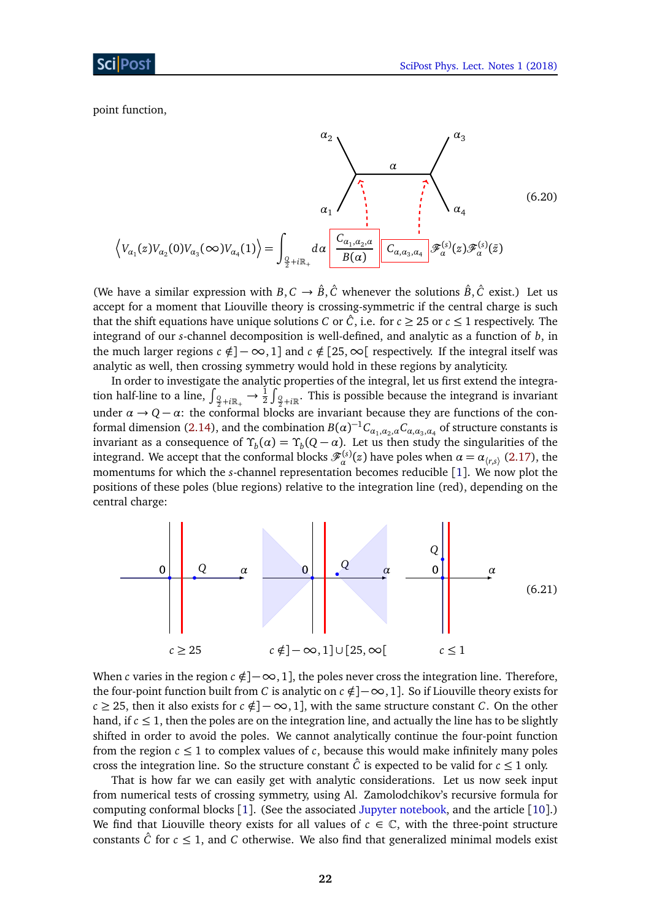point function,

$$\left\langle V_{\alpha_1}(z)V_{\alpha_2}(0)V_{\alpha_3}(\infty)V_{\alpha_4}(1)\right\rangle = \int_{\frac{Q}{2}+i\mathbb{R}_+} d\alpha \, \frac{C_{\alpha_1,\alpha_2,\alpha}}{B(\alpha)} C_{\alpha,\alpha_3,\alpha_4} \mathscr{F}^{(s)}_\alpha(z)\mathscr{F}^{(s)}_\alpha(\bar{z}) \tag{6.20}$$

(We have a similar expression with $B, C \to \hat{B}, \hat{C}$ whenever the solutions $\hat{B}, \hat{C}$ exist.) Let us accept for a moment that Liouville theory is crossing-symmetric if the central charge is such that the shift equations have unique solutions $C$ or $\hat{C}$, i.e. for $c \geq 25$ or $c \leq 1$ respectively. The integrand of our $s$-channel decomposition is well-defined, and analytic as a function of $b$, in the much larger regions $c \notin ]-\infty, 1]$ and $c \notin [25, \infty[$ respectively. If the integral itself was analytic as well, then crossing symmetry would hold in these regions by analyticity.

In order to investigate the analytic properties of the integral, let us first extend the integration half-line to a line, $\int_{\frac{Q}{2}+i\mathbb{R}_+} \to \frac{1}{2}\int_{\frac{Q}{2}+i\mathbb{R}}$. This is possible because the integrand is invariant under $\alpha \to Q - \alpha$: the conformal blocks are invariant because they are functions of the conformal dimension (2.14), and the combination $B(\alpha)^{-1}C_{\alpha_1,\alpha_2,\alpha}C_{\alpha,\alpha_3,\alpha_4}$ of structure constants is invariant as a consequence of $\Upsilon_b(\alpha) = \Upsilon_b(Q-\alpha)$. Let us then study the singularities of the integrand. We accept that the conformal blocks $\mathscr{F}^{(s)}_\alpha(z)$ have poles when $\alpha = \alpha_{\langle r,s\rangle}$ (2.17), the momentums for which the $s$-channel representation becomes reducible [1]. We now plot the positions of these poles (blue regions) relative to the integration line (red), depending on the central charge:

$$c \geq 25 \qquad\qquad c \notin ]-\infty, 1] \cup [25, \infty[ \qquad\qquad c \leq 1 \tag{6.21}$$

When $c$ varies in the region $c \notin ]-\infty, 1]$, the poles never cross the integration line. Therefore, the four-point function built from $C$ is analytic on $c \notin ]-\infty, 1]$. So if Liouville theory exists for $c \geq 25$, then it also exists for $c \notin ]-\infty, 1]$, with the same structure constant $C$. On the other hand, if $c \leq 1$, then the poles are on the integration line, and actually the line has to be slightly shifted in order to avoid the poles. We cannot analytically continue the four-point function from the region $c \leq 1$ to complex values of $c$, because this would make infinitely many poles cross the integration line. So the structure constant $\hat{C}$ is expected to be valid for $c \leq 1$ only.

That is how far we can easily get with analytic considerations. Let us now seek input from numerical tests of crossing symmetry, using Al. Zamolodchikov's recursive formula for computing conformal blocks [1]. (See the associated Jupyter notebook, and the article [10].) We find that Liouville theory exists for all values of $c \in \mathbb{C}$, with the three-point structure constants $\hat{C}$ for $c \leq 1$, and $C$ otherwise. We also find that generalized minimal models exist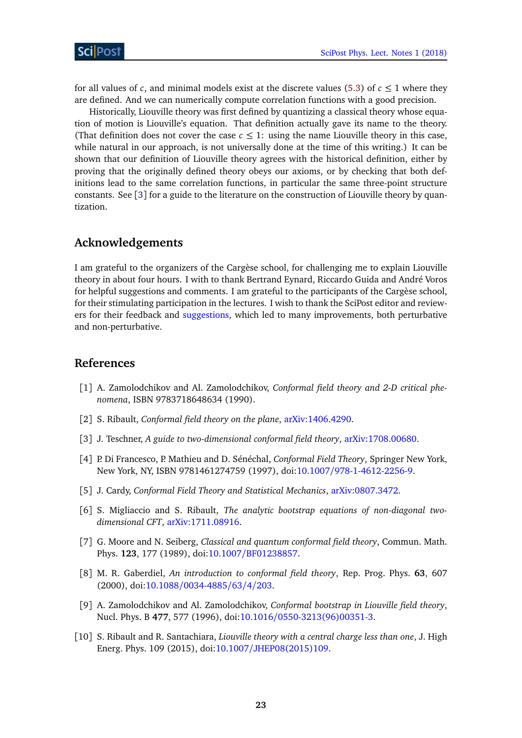for all values of $c$, and minimal models exist at the discrete values (5.3) of $c \leq 1$ where they are defined. And we can numerically compute correlation functions with a good precision.

Historically, Liouville theory was first defined by quantizing a classical theory whose equation of motion is Liouville's equation. That definition actually gave its name to the theory. (That definition does not cover the case $c \leq 1$: using the name Liouville theory in this case, while natural in our approach, is not universally done at the time of this writing.) It can be shown that our definition of Liouville theory agrees with the historical definition, either by proving that the originally defined theory obeys our axioms, or by checking that both definitions lead to the same correlation functions, in particular the same three-point structure constants. See [3] for a guide to the literature on the construction of Liouville theory by quantization.

## Acknowledgements

I am grateful to the organizers of the Cargèse school, for challenging me to explain Liouville theory in about four hours. I with to thank Bertrand Eynard, Riccardo Guida and André Voros for helpful suggestions and comments. I am grateful to the participants of the Cargèse school, for their stimulating participation in the lectures. I wish to thank the SciPost editor and reviewers for their feedback and suggestions, which led to many improvements, both perturbative and non-perturbative.

## References

[1] A. Zamolodchikov and Al. Zamolodchikov, *Conformal field theory and 2-D critical phenomena*, ISBN 9783718648634 (1990).

[2] S. Ribault, *Conformal field theory on the plane*, arXiv:1406.4290.

[3] J. Teschner, *A guide to two-dimensional conformal field theory*, arXiv:1708.00680.

[4] P. Di Francesco, P. Mathieu and D. Sénéchal, *Conformal Field Theory*, Springer New York, New York, NY, ISBN 9781461274759 (1997), doi:10.1007/978-1-4612-2256-9.

[5] J. Cardy, *Conformal Field Theory and Statistical Mechanics*, arXiv:0807.3472.

[6] S. Migliaccio and S. Ribault, *The analytic bootstrap equations of non-diagonal two-dimensional CFT*, arXiv:1711.08916.

[7] G. Moore and N. Seiberg, *Classical and quantum conformal field theory*, Commun. Math. Phys. **123**, 177 (1989), doi:10.1007/BF01238857.

[8] M. R. Gaberdiel, *An introduction to conformal field theory*, Rep. Prog. Phys. **63**, 607 (2000), doi:10.1088/0034-4885/63/4/203.

[9] A. Zamolodchikov and Al. Zamolodchikov, *Conformal bootstrap in Liouville field theory*, Nucl. Phys. B **477**, 577 (1996), doi:10.1016/0550-3213(96)00351-3.

[10] S. Ribault and R. Santachiara, *Liouville theory with a central charge less than one*, J. High Energ. Phys. 109 (2015), doi:10.1007/JHEP08(2015)109.